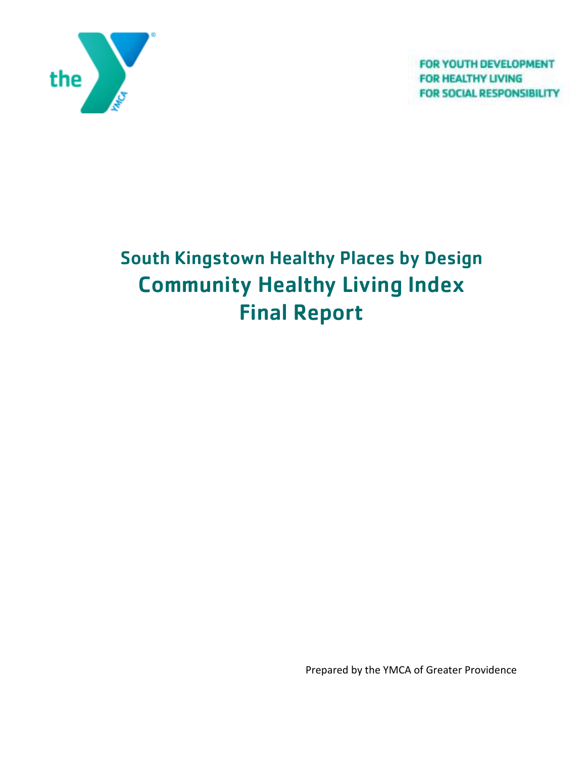FOR YOUTH DEVELOPMENT
FOR HEALTHY LIVING
FOR SOCIAL RESPONSIBILITY

# South Kingstown Healthy Places by Design
# Community Healthy Living Index
# Final Report

Prepared by the YMCA of Greater Providence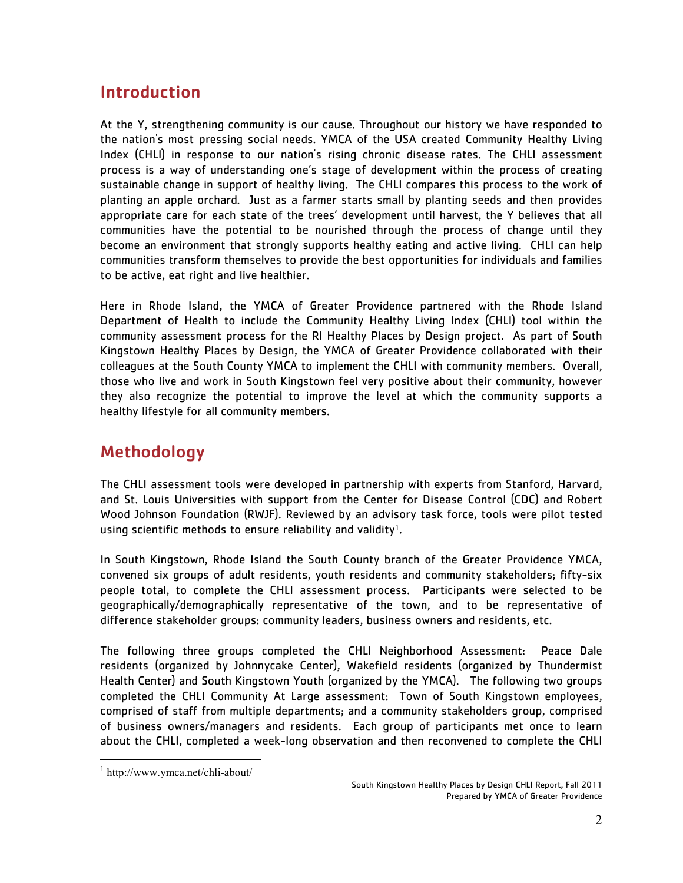## Introduction

At the Y, strengthening community is our cause. Throughout our history we have responded to the nation's most pressing social needs. YMCA of the USA created Community Healthy Living Index (CHLI) in response to our nation's rising chronic disease rates. The CHLI assessment process is a way of understanding one's stage of development within the process of creating sustainable change in support of healthy living. The CHLI compares this process to the work of planting an apple orchard. Just as a farmer starts small by planting seeds and then provides appropriate care for each state of the trees' development until harvest, the Y believes that all communities have the potential to be nourished through the process of change until they become an environment that strongly supports healthy eating and active living. CHLI can help communities transform themselves to provide the best opportunities for individuals and families to be active, eat right and live healthier.

Here in Rhode Island, the YMCA of Greater Providence partnered with the Rhode Island Department of Health to include the Community Healthy Living Index (CHLI) tool within the community assessment process for the RI Healthy Places by Design project. As part of South Kingstown Healthy Places by Design, the YMCA of Greater Providence collaborated with their colleagues at the South County YMCA to implement the CHLI with community members. Overall, those who live and work in South Kingstown feel very positive about their community, however they also recognize the potential to improve the level at which the community supports a healthy lifestyle for all community members.

## Methodology

The CHLI assessment tools were developed in partnership with experts from Stanford, Harvard, and St. Louis Universities with support from the Center for Disease Control (CDC) and Robert Wood Johnson Foundation (RWJF). Reviewed by an advisory task force, tools were pilot tested using scientific methods to ensure reliability and validity[1].

In South Kingstown, Rhode Island the South County branch of the Greater Providence YMCA, convened six groups of adult residents, youth residents and community stakeholders; fifty-six people total, to complete the CHLI assessment process. Participants were selected to be geographically/demographically representative of the town, and to be representative of difference stakeholder groups: community leaders, business owners and residents, etc.

The following three groups completed the CHLI Neighborhood Assessment: Peace Dale residents (organized by Johnnycake Center), Wakefield residents (organized by Thundermist Health Center) and South Kingstown Youth (organized by the YMCA). The following two groups completed the CHLI Community At Large assessment: Town of South Kingstown employees, comprised of staff from multiple departments; and a community stakeholders group, comprised of business owners/managers and residents. Each group of participants met once to learn about the CHLI, completed a week-long observation and then reconvened to complete the CHLI

[1] http://www.ymca.net/chli-about/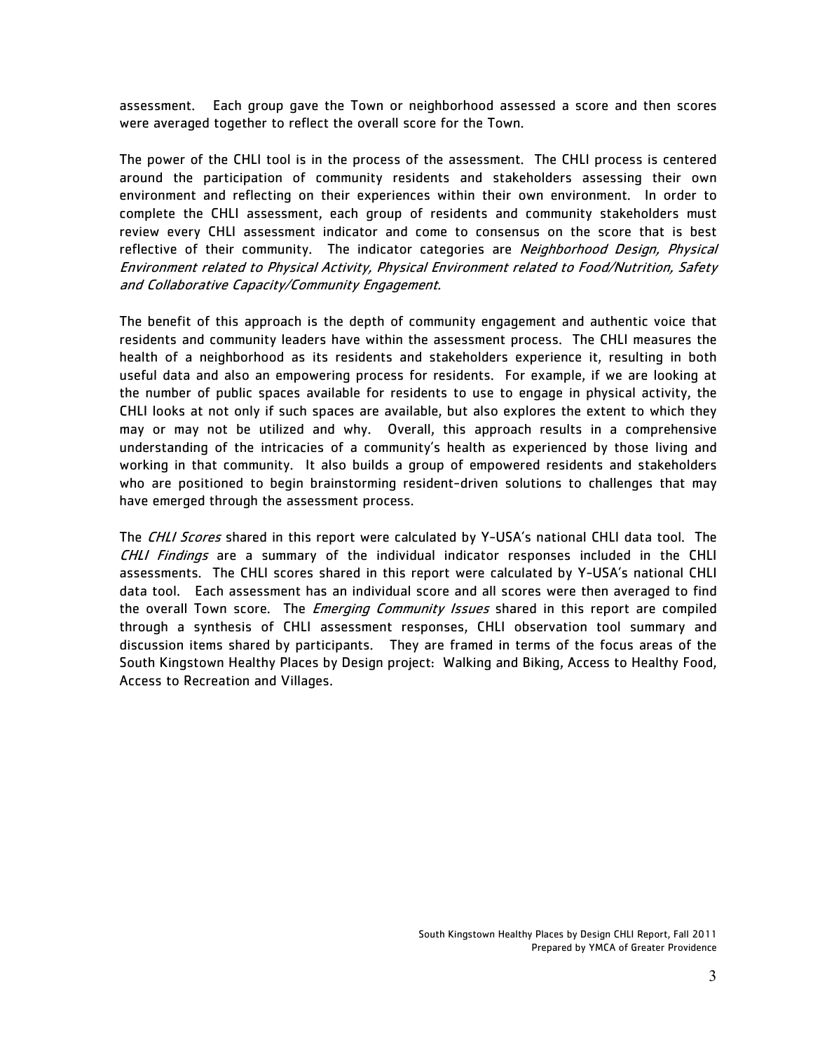assessment. Each group gave the Town or neighborhood assessed a score and then scores were averaged together to reflect the overall score for the Town.

The power of the CHLI tool is in the process of the assessment. The CHLI process is centered around the participation of community residents and stakeholders assessing their own environment and reflecting on their experiences within their own environment. In order to complete the CHLI assessment, each group of residents and community stakeholders must review every CHLI assessment indicator and come to consensus on the score that is best reflective of their community. The indicator categories are *Neighborhood Design, Physical Environment related to Physical Activity, Physical Environment related to Food/Nutrition, Safety and Collaborative Capacity/Community Engagement.*

The benefit of this approach is the depth of community engagement and authentic voice that residents and community leaders have within the assessment process. The CHLI measures the health of a neighborhood as its residents and stakeholders experience it, resulting in both useful data and also an empowering process for residents. For example, if we are looking at the number of public spaces available for residents to use to engage in physical activity, the CHLI looks at not only if such spaces are available, but also explores the extent to which they may or may not be utilized and why. Overall, this approach results in a comprehensive understanding of the intricacies of a community's health as experienced by those living and working in that community. It also builds a group of empowered residents and stakeholders who are positioned to begin brainstorming resident-driven solutions to challenges that may have emerged through the assessment process.

The *CHLI Scores* shared in this report were calculated by Y-USA's national CHLI data tool. The *CHLI Findings* are a summary of the individual indicator responses included in the CHLI assessments. The CHLI scores shared in this report were calculated by Y-USA's national CHLI data tool. Each assessment has an individual score and all scores were then averaged to find the overall Town score. The *Emerging Community Issues* shared in this report are compiled through a synthesis of CHLI assessment responses, CHLI observation tool summary and discussion items shared by participants. They are framed in terms of the focus areas of the South Kingstown Healthy Places by Design project: Walking and Biking, Access to Healthy Food, Access to Recreation and Villages.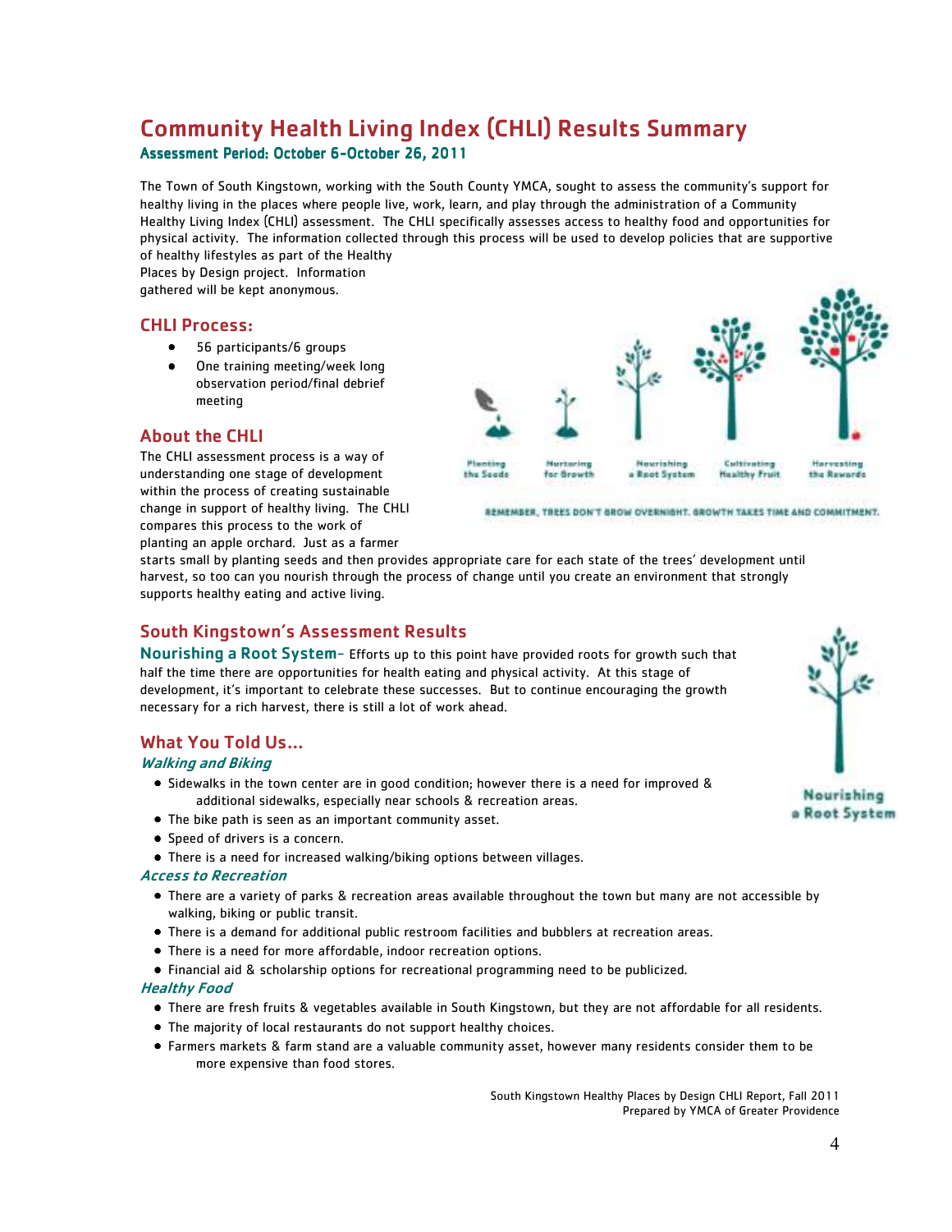# Community Health Living Index (CHLI) Results Summary

### Assessment Period: October 6-October 26, 2011

The Town of South Kingstown, working with the South County YMCA, sought to assess the community's support for healthy living in the places where people live, work, learn, and play through the administration of a Community Healthy Living Index (CHLI) assessment. The CHLI specifically assesses access to healthy food and opportunities for physical activity. The information collected through this process will be used to develop policies that are supportive of healthy lifestyles as part of the Healthy Places by Design project. Information gathered will be kept anonymous.

## CHLI Process:

- 56 participants/6 groups
- One training meeting/week long observation period/final debrief meeting

## About the CHLI

The CHLI assessment process is a way of understanding one stage of development within the process of creating sustainable change in support of healthy living. The CHLI compares this process to the work of planting an apple orchard. Just as a farmer starts small by planting seeds and then provides appropriate care for each state of the trees' development until harvest, so too can you nourish through the process of change until you create an environment that strongly supports healthy eating and active living.

Planting the Seeds | Nurturing for Growth | Nourishing a Root System | Cultivating Healthy Fruit | Harvesting the Rewards

REMEMBER, TREES DON'T GROW OVERNIGHT. GROWTH TAKES TIME AND COMMITMENT.

## South Kingstown's Assessment Results

**Nourishing a Root System**- Efforts up to this point have provided roots for growth such that half the time there are opportunities for health eating and physical activity. At this stage of development, it's important to celebrate these successes. But to continue encouraging the growth necessary for a rich harvest, there is still a lot of work ahead.

Nourishing a Root System

## What You Told Us...

### *Walking and Biking*

- Sidewalks in the town center are in good condition; however there is a need for improved & additional sidewalks, especially near schools & recreation areas.
- The bike path is seen as an important community asset.
- Speed of drivers is a concern.
- There is a need for increased walking/biking options between villages.

### *Access to Recreation*

- There are a variety of parks & recreation areas available throughout the town but many are not accessible by walking, biking or public transit.
- There is a demand for additional public restroom facilities and bubblers at recreation areas.
- There is a need for more affordable, indoor recreation options.
- Financial aid & scholarship options for recreational programming need to be publicized.

### *Healthy Food*

- There are fresh fruits & vegetables available in South Kingstown, but they are not affordable for all residents.
- The majority of local restaurants do not support healthy choices.
- Farmers markets & farm stand are a valuable community asset, however many residents consider them to be more expensive than food stores.

South Kingstown Healthy Places by Design CHLI Report, Fall 2011
Prepared by YMCA of Greater Providence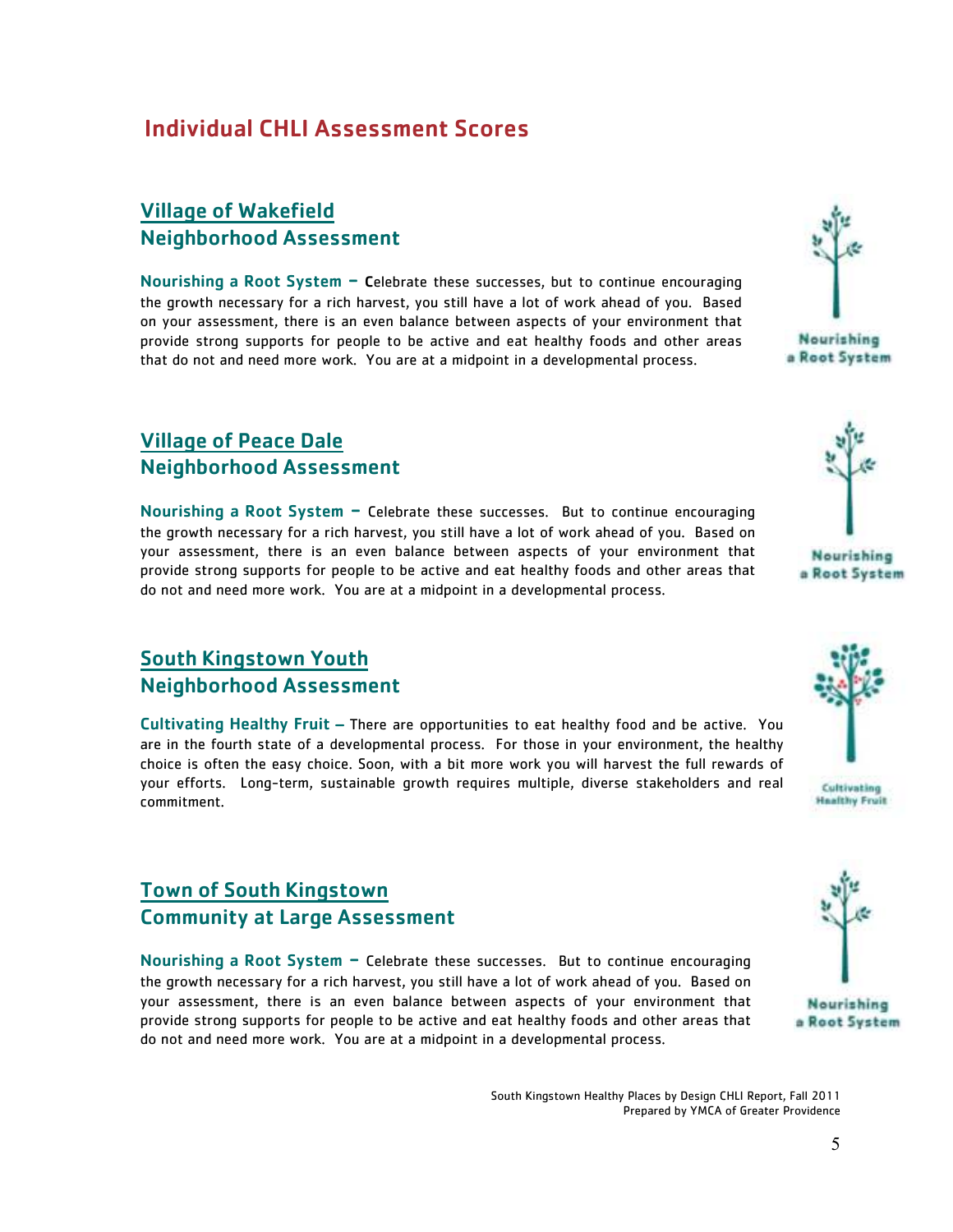# Individual CHLI Assessment Scores

## Village of Wakefield
## Neighborhood Assessment

**Nourishing a Root System –** Celebrate these successes, but to continue encouraging the growth necessary for a rich harvest, you still have a lot of work ahead of you. Based on your assessment, there is an even balance between aspects of your environment that provide strong supports for people to be active and eat healthy foods and other areas that do not and need more work. You are at a midpoint in a developmental process.

Nourishing a Root System

## Village of Peace Dale
## Neighborhood Assessment

**Nourishing a Root System –** Celebrate these successes. But to continue encouraging the growth necessary for a rich harvest, you still have a lot of work ahead of you. Based on your assessment, there is an even balance between aspects of your environment that provide strong supports for people to be active and eat healthy foods and other areas that do not and need more work. You are at a midpoint in a developmental process.

Nourishing a Root System

## South Kingstown Youth
## Neighborhood Assessment

**Cultivating Healthy Fruit –** There are opportunities to eat healthy food and be active. You are in the fourth state of a developmental process. For those in your environment, the healthy choice is often the easy choice. Soon, with a bit more work you will harvest the full rewards of your efforts. Long-term, sustainable growth requires multiple, diverse stakeholders and real commitment.

Cultivating Healthy Fruit

## Town of South Kingstown
## Community at Large Assessment

**Nourishing a Root System –** Celebrate these successes. But to continue encouraging the growth necessary for a rich harvest, you still have a lot of work ahead of you. Based on your assessment, there is an even balance between aspects of your environment that provide strong supports for people to be active and eat healthy foods and other areas that do not and need more work. You are at a midpoint in a developmental process.

Nourishing a Root System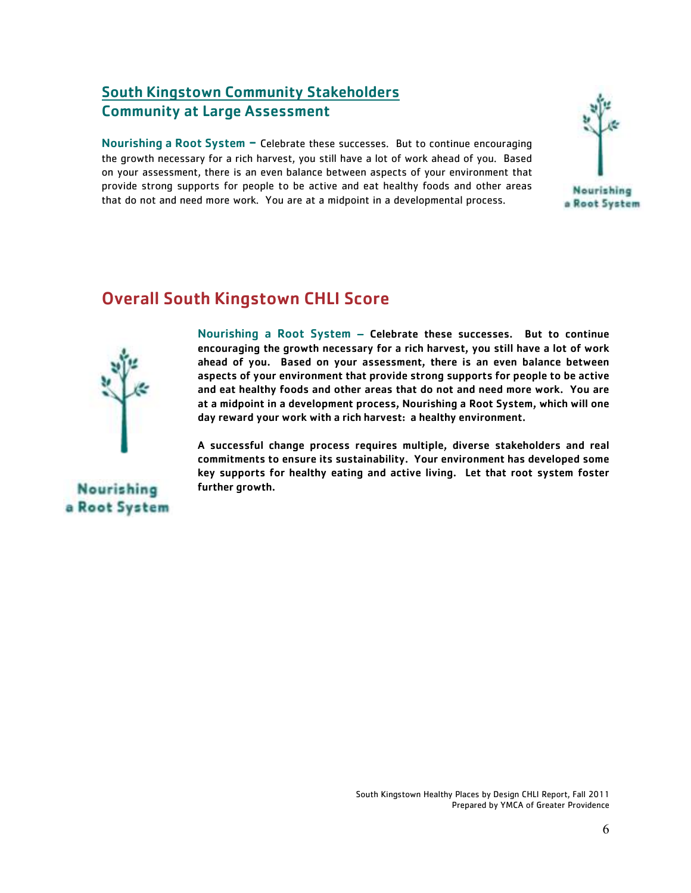## South Kingstown Community Stakeholders
## Community at Large Assessment

**Nourishing a Root System –** Celebrate these successes. But to continue encouraging the growth necessary for a rich harvest, you still have a lot of work ahead of you. Based on your assessment, there is an even balance between aspects of your environment that provide strong supports for people to be active and eat healthy foods and other areas that do not and need more work. You are at a midpoint in a developmental process.

Nourishing a Root System

## Overall South Kingstown CHLI Score

Nourishing a Root System

**Nourishing a Root System – Celebrate these successes. But to continue encouraging the growth necessary for a rich harvest, you still have a lot of work ahead of you. Based on your assessment, there is an even balance between aspects of your environment that provide strong supports for people to be active and eat healthy foods and other areas that do not and need more work. You are at a midpoint in a development process, Nourishing a Root System, which will one day reward your work with a rich harvest: a healthy environment.**

**A successful change process requires multiple, diverse stakeholders and real commitments to ensure its sustainability. Your environment has developed some key supports for healthy eating and active living. Let that root system foster further growth.**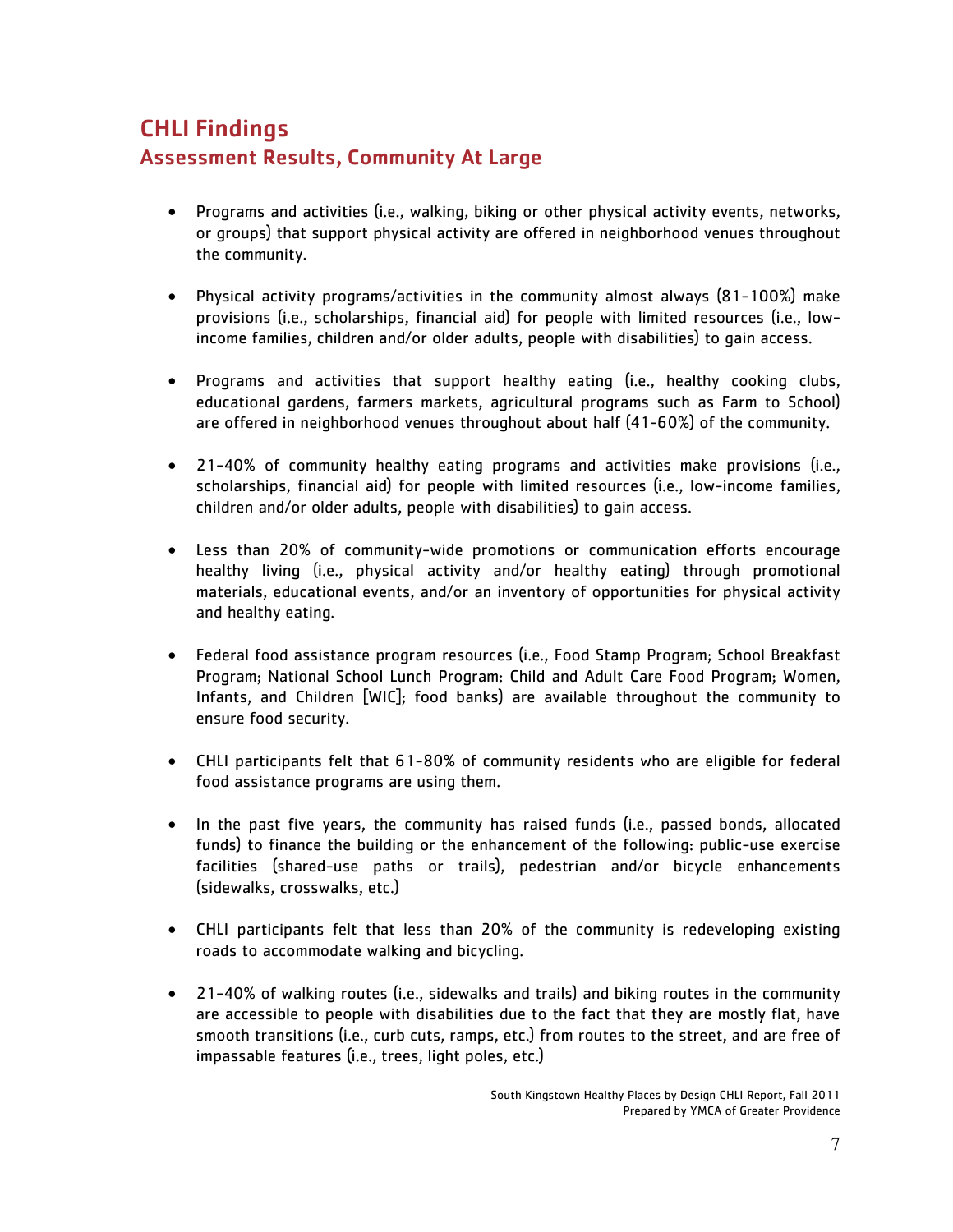# CHLI Findings

## Assessment Results, Community At Large

- Programs and activities (i.e., walking, biking or other physical activity events, networks, or groups) that support physical activity are offered in neighborhood venues throughout the community.
- Physical activity programs/activities in the community almost always (81-100%) make provisions (i.e., scholarships, financial aid) for people with limited resources (i.e., low-income families, children and/or older adults, people with disabilities) to gain access.
- Programs and activities that support healthy eating (i.e., healthy cooking clubs, educational gardens, farmers markets, agricultural programs such as Farm to School) are offered in neighborhood venues throughout about half (41-60%) of the community.
- 21-40% of community healthy eating programs and activities make provisions (i.e., scholarships, financial aid) for people with limited resources (i.e., low-income families, children and/or older adults, people with disabilities) to gain access.
- Less than 20% of community-wide promotions or communication efforts encourage healthy living (i.e., physical activity and/or healthy eating) through promotional materials, educational events, and/or an inventory of opportunities for physical activity and healthy eating.
- Federal food assistance program resources (i.e., Food Stamp Program; School Breakfast Program; National School Lunch Program: Child and Adult Care Food Program; Women, Infants, and Children [WIC]; food banks) are available throughout the community to ensure food security.
- CHLI participants felt that 61-80% of community residents who are eligible for federal food assistance programs are using them.
- In the past five years, the community has raised funds (i.e., passed bonds, allocated funds) to finance the building or the enhancement of the following: public-use exercise facilities (shared-use paths or trails), pedestrian and/or bicycle enhancements (sidewalks, crosswalks, etc.)
- CHLI participants felt that less than 20% of the community is redeveloping existing roads to accommodate walking and bicycling.
- 21-40% of walking routes (i.e., sidewalks and trails) and biking routes in the community are accessible to people with disabilities due to the fact that they are mostly flat, have smooth transitions (i.e., curb cuts, ramps, etc.) from routes to the street, and are free of impassable features (i.e., trees, light poles, etc.)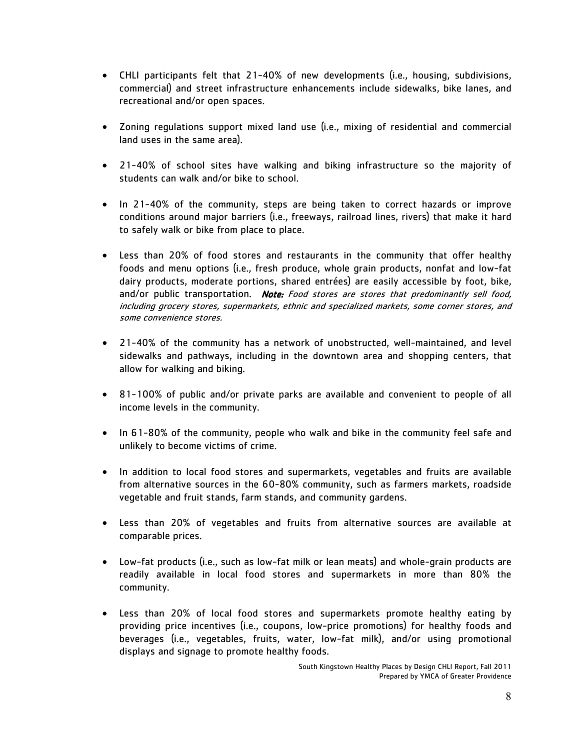- CHLI participants felt that 21-40% of new developments (i.e., housing, subdivisions, commercial) and street infrastructure enhancements include sidewalks, bike lanes, and recreational and/or open spaces.

- Zoning regulations support mixed land use (i.e., mixing of residential and commercial land uses in the same area).

- 21-40% of school sites have walking and biking infrastructure so the majority of students can walk and/or bike to school.

- In 21-40% of the community, steps are being taken to correct hazards or improve conditions around major barriers (i.e., freeways, railroad lines, rivers) that make it hard to safely walk or bike from place to place.

- Less than 20% of food stores and restaurants in the community that offer healthy foods and menu options (i.e., fresh produce, whole grain products, nonfat and low-fat dairy products, moderate portions, shared entrées) are easily accessible by foot, bike, and/or public transportation. ***Note:*** *Food stores are stores that predominantly sell food, including grocery stores, supermarkets, ethnic and specialized markets, some corner stores, and some convenience stores.*

- 21-40% of the community has a network of unobstructed, well-maintained, and level sidewalks and pathways, including in the downtown area and shopping centers, that allow for walking and biking.

- 81-100% of public and/or private parks are available and convenient to people of all income levels in the community.

- In 61-80% of the community, people who walk and bike in the community feel safe and unlikely to become victims of crime.

- In addition to local food stores and supermarkets, vegetables and fruits are available from alternative sources in the 60-80% community, such as farmers markets, roadside vegetable and fruit stands, farm stands, and community gardens.

- Less than 20% of vegetables and fruits from alternative sources are available at comparable prices.

- Low-fat products (i.e., such as low-fat milk or lean meats) and whole-grain products are readily available in local food stores and supermarkets in more than 80% the community.

- Less than 20% of local food stores and supermarkets promote healthy eating by providing price incentives (i.e., coupons, low-price promotions) for healthy foods and beverages (i.e., vegetables, fruits, water, low-fat milk), and/or using promotional displays and signage to promote healthy foods.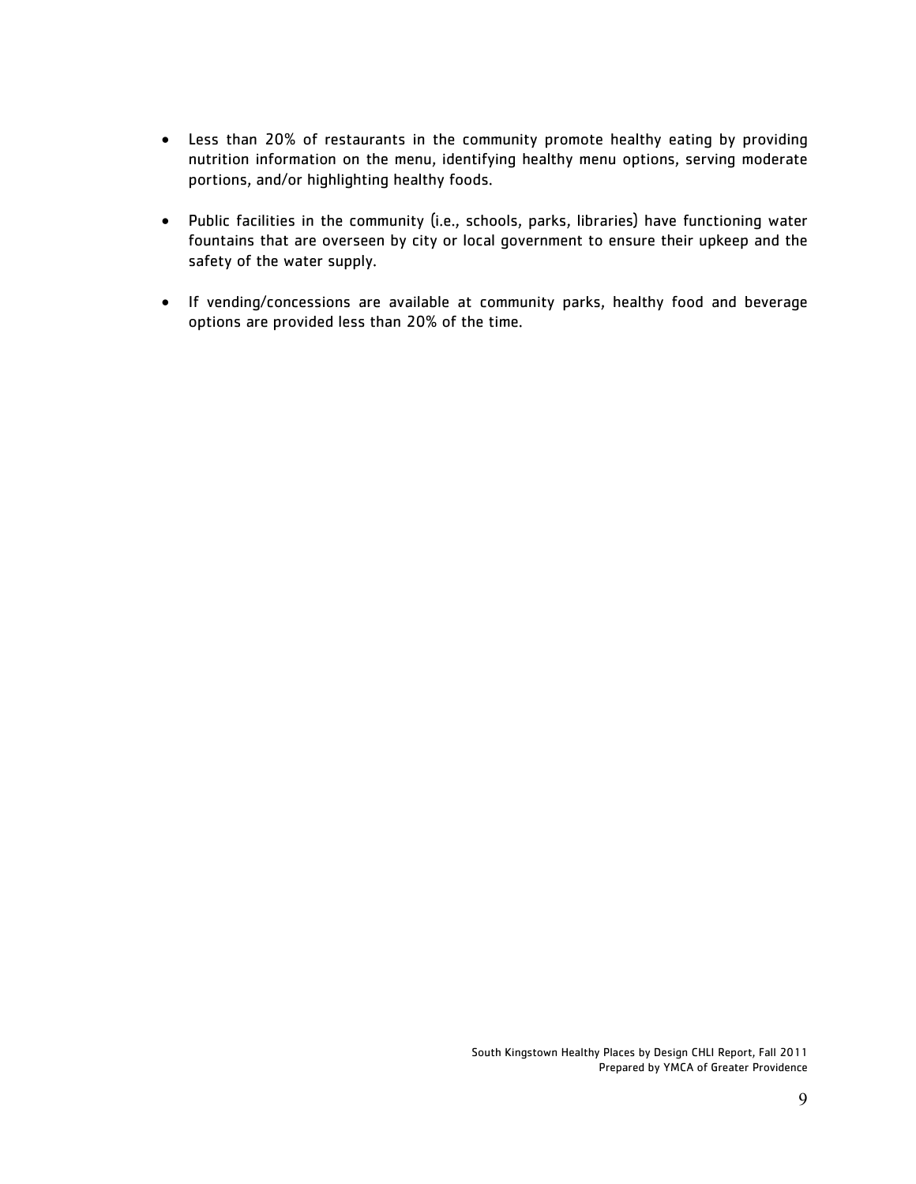- Less than 20% of restaurants in the community promote healthy eating by providing nutrition information on the menu, identifying healthy menu options, serving moderate portions, and/or highlighting healthy foods.

- Public facilities in the community (i.e., schools, parks, libraries) have functioning water fountains that are overseen by city or local government to ensure their upkeep and the safety of the water supply.

- If vending/concessions are available at community parks, healthy food and beverage options are provided less than 20% of the time.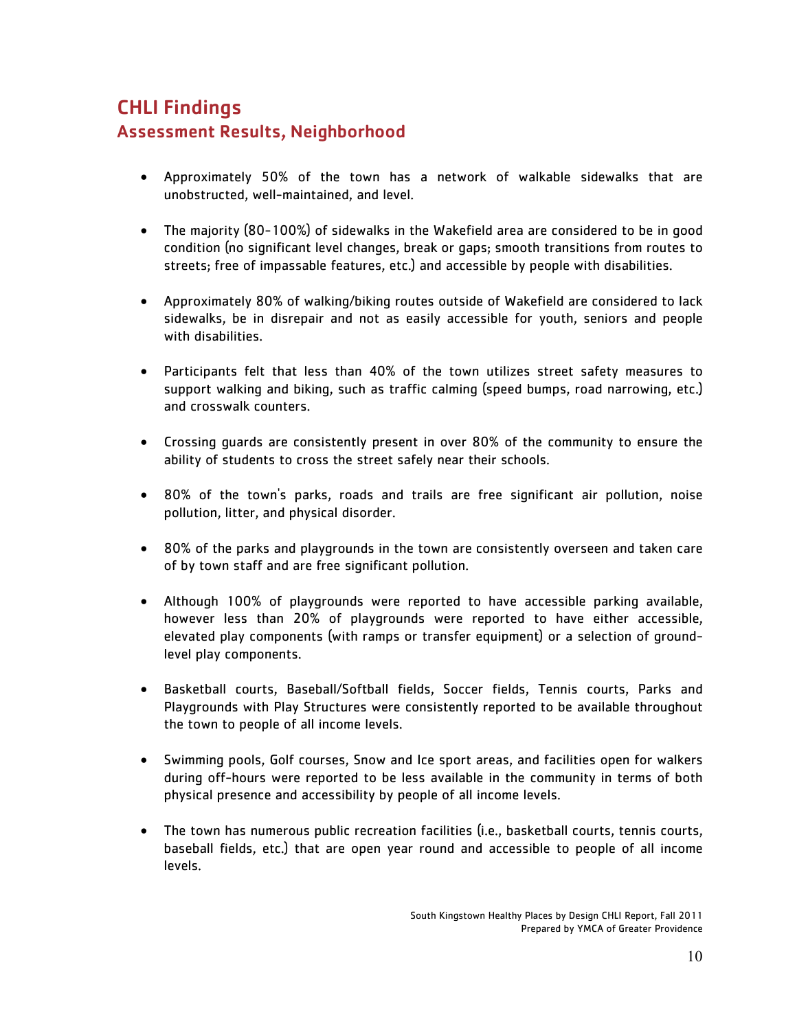# CHLI Findings

## Assessment Results, Neighborhood

- Approximately 50% of the town has a network of walkable sidewalks that are unobstructed, well-maintained, and level.

- The majority (80-100%) of sidewalks in the Wakefield area are considered to be in good condition (no significant level changes, break or gaps; smooth transitions from routes to streets; free of impassable features, etc.) and accessible by people with disabilities.

- Approximately 80% of walking/biking routes outside of Wakefield are considered to lack sidewalks, be in disrepair and not as easily accessible for youth, seniors and people with disabilities.

- Participants felt that less than 40% of the town utilizes street safety measures to support walking and biking, such as traffic calming (speed bumps, road narrowing, etc.) and crosswalk counters.

- Crossing guards are consistently present in over 80% of the community to ensure the ability of students to cross the street safely near their schools.

- 80% of the town's parks, roads and trails are free significant air pollution, noise pollution, litter, and physical disorder.

- 80% of the parks and playgrounds in the town are consistently overseen and taken care of by town staff and are free significant pollution.

- Although 100% of playgrounds were reported to have accessible parking available, however less than 20% of playgrounds were reported to have either accessible, elevated play components (with ramps or transfer equipment) or a selection of ground-level play components.

- Basketball courts, Baseball/Softball fields, Soccer fields, Tennis courts, Parks and Playgrounds with Play Structures were consistently reported to be available throughout the town to people of all income levels.

- Swimming pools, Golf courses, Snow and Ice sport areas, and facilities open for walkers during off-hours were reported to be less available in the community in terms of both physical presence and accessibility by people of all income levels.

- The town has numerous public recreation facilities (i.e., basketball courts, tennis courts, baseball fields, etc.) that are open year round and accessible to people of all income levels.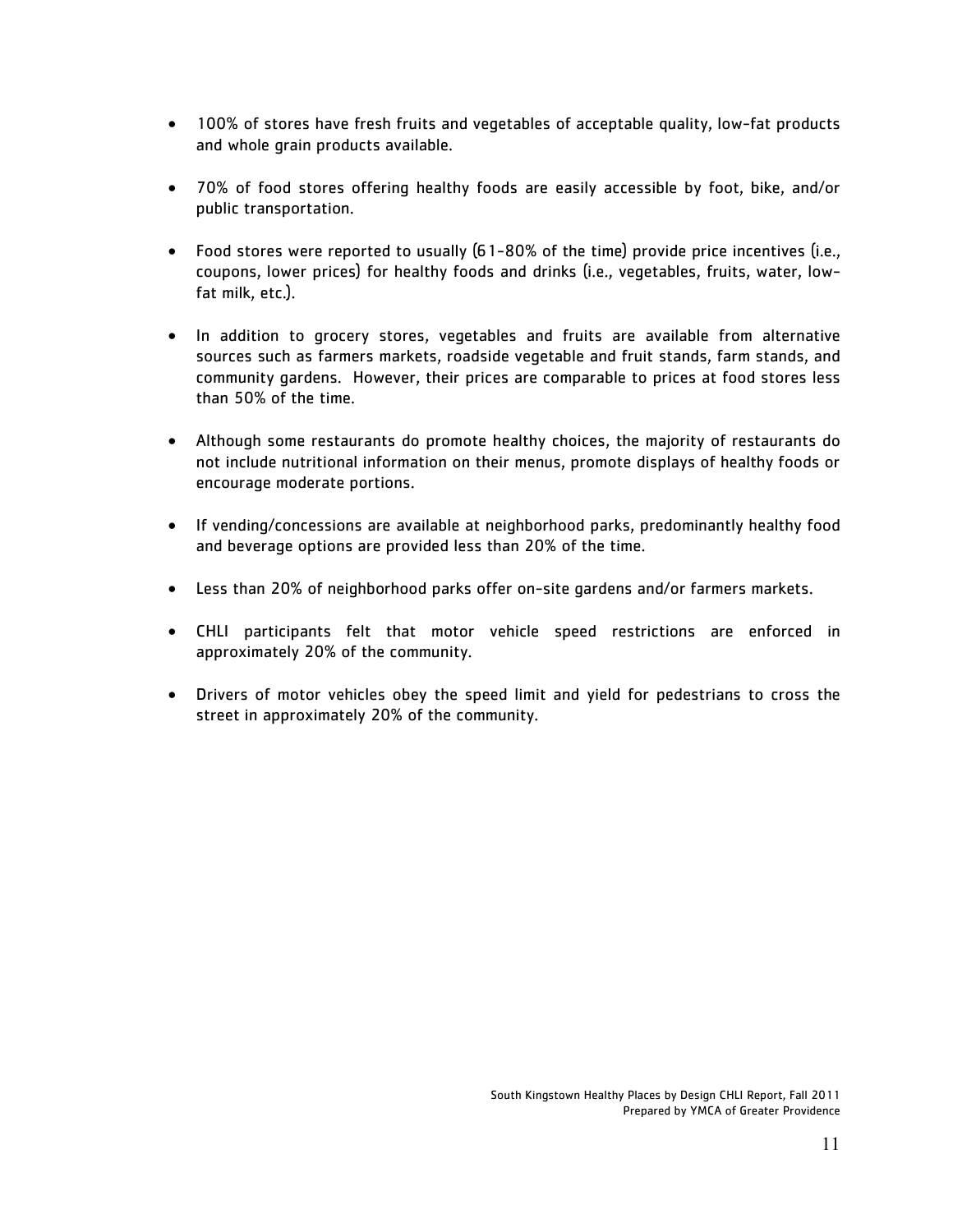- 100% of stores have fresh fruits and vegetables of acceptable quality, low-fat products and whole grain products available.

- 70% of food stores offering healthy foods are easily accessible by foot, bike, and/or public transportation.

- Food stores were reported to usually (61-80% of the time) provide price incentives (i.e., coupons, lower prices) for healthy foods and drinks (i.e., vegetables, fruits, water, low-fat milk, etc.).

- In addition to grocery stores, vegetables and fruits are available from alternative sources such as farmers markets, roadside vegetable and fruit stands, farm stands, and community gardens. However, their prices are comparable to prices at food stores less than 50% of the time.

- Although some restaurants do promote healthy choices, the majority of restaurants do not include nutritional information on their menus, promote displays of healthy foods or encourage moderate portions.

- If vending/concessions are available at neighborhood parks, predominantly healthy food and beverage options are provided less than 20% of the time.

- Less than 20% of neighborhood parks offer on-site gardens and/or farmers markets.

- CHLI participants felt that motor vehicle speed restrictions are enforced in approximately 20% of the community.

- Drivers of motor vehicles obey the speed limit and yield for pedestrians to cross the street in approximately 20% of the community.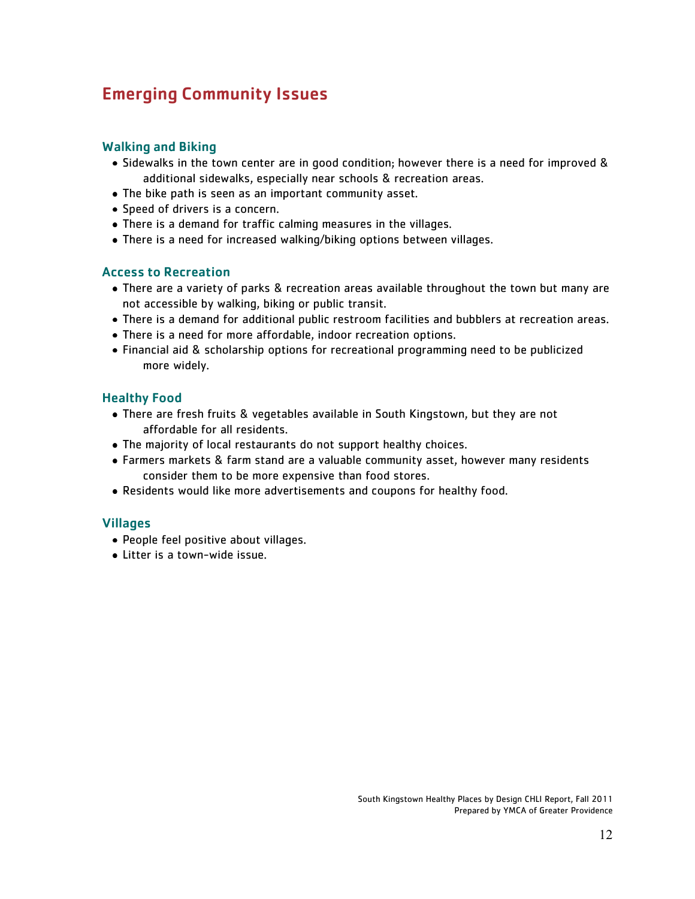# Emerging Community Issues

## Walking and Biking

- Sidewalks in the town center are in good condition; however there is a need for improved & additional sidewalks, especially near schools & recreation areas.
- The bike path is seen as an important community asset.
- Speed of drivers is a concern.
- There is a demand for traffic calming measures in the villages.
- There is a need for increased walking/biking options between villages.

## Access to Recreation

- There are a variety of parks & recreation areas available throughout the town but many are not accessible by walking, biking or public transit.
- There is a demand for additional public restroom facilities and bubblers at recreation areas.
- There is a need for more affordable, indoor recreation options.
- Financial aid & scholarship options for recreational programming need to be publicized more widely.

## Healthy Food

- There are fresh fruits & vegetables available in South Kingstown, but they are not affordable for all residents.
- The majority of local restaurants do not support healthy choices.
- Farmers markets & farm stand are a valuable community asset, however many residents consider them to be more expensive than food stores.
- Residents would like more advertisements and coupons for healthy food.

## Villages

- People feel positive about villages.
- Litter is a town-wide issue.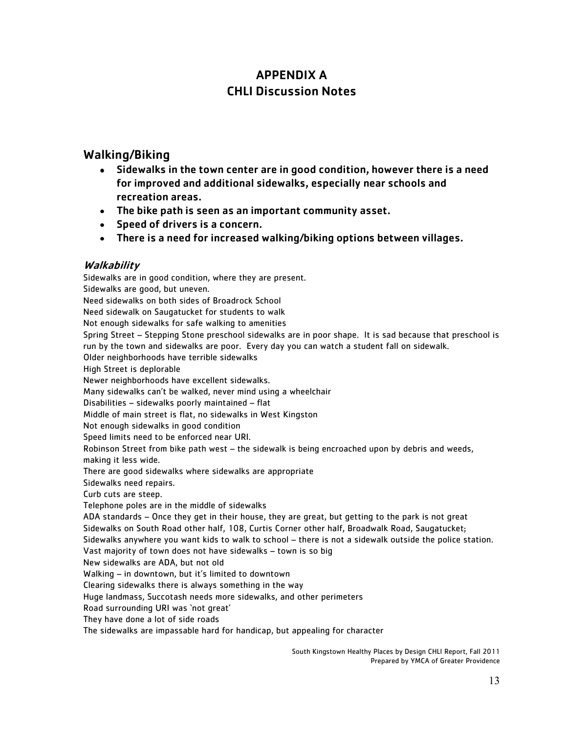# APPENDIX A
# CHLI Discussion Notes

## Walking/Biking

- **Sidewalks in the town center are in good condition, however there is a need for improved and additional sidewalks, especially near schools and recreation areas.**
- **The bike path is seen as an important community asset.**
- **Speed of drivers is a concern.**
- **There is a need for increased walking/biking options between villages.**

### *Walkability*

Sidewalks are in good condition, where they are present.
Sidewalks are good, but uneven.
Need sidewalks on both sides of Broadrock School
Need sidewalk on Saugatucket for students to walk
Not enough sidewalks for safe walking to amenities
Spring Street – Stepping Stone preschool sidewalks are in poor shape. It is sad because that preschool is run by the town and sidewalks are poor. Every day you can watch a student fall on sidewalk.
Older neighborhoods have terrible sidewalks
High Street is deplorable
Newer neighborhoods have excellent sidewalks.
Many sidewalks can't be walked, never mind using a wheelchair
Disabilities – sidewalks poorly maintained – flat
Middle of main street is flat, no sidewalks in West Kingston
Not enough sidewalks in good condition
Speed limits need to be enforced near URI.
Robinson Street from bike path west – the sidewalk is being encroached upon by debris and weeds, making it less wide.
There are good sidewalks where sidewalks are appropriate
Sidewalks need repairs.
Curb cuts are steep.
Telephone poles are in the middle of sidewalks
ADA standards – Once they get in their house, they are great, but getting to the park is not great
Sidewalks on South Road other half, 108, Curtis Corner other half, Broadwalk Road, Saugatucket;
Sidewalks anywhere you want kids to walk to school – there is not a sidewalk outside the police station.
Vast majority of town does not have sidewalks – town is so big
New sidewalks are ADA, but not old
Walking – in downtown, but it's limited to downtown
Clearing sidewalks there is always something in the way
Huge landmass, Succotash needs more sidewalks, and other perimeters
Road surrounding URI was 'not great'
They have done a lot of side roads
The sidewalks are impassable hard for handicap, but appealing for character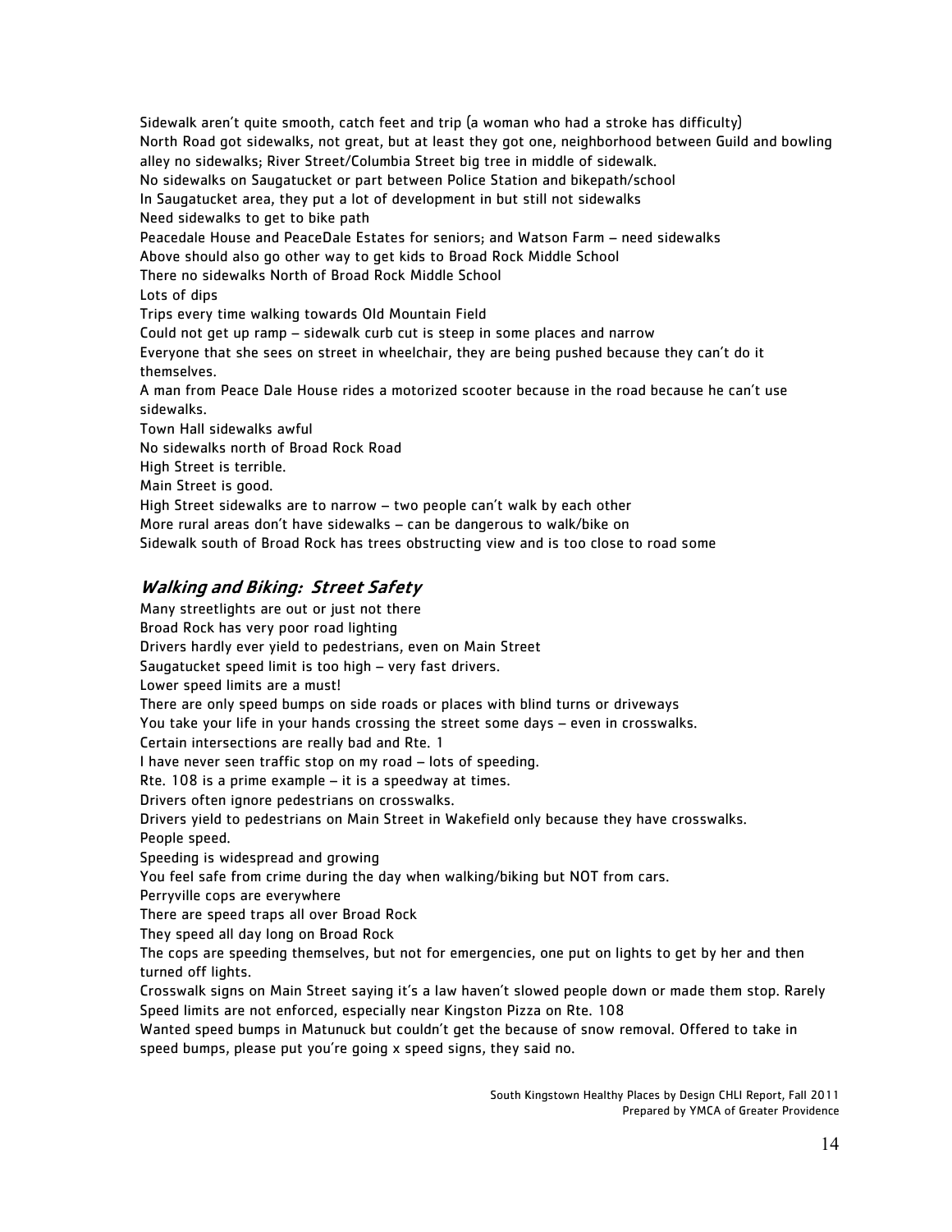Sidewalk aren't quite smooth, catch feet and trip (a woman who had a stroke has difficulty)

North Road got sidewalks, not great, but at least they got one, neighborhood between Guild and bowling alley no sidewalks; River Street/Columbia Street big tree in middle of sidewalk.

No sidewalks on Saugatucket or part between Police Station and bikepath/school

In Saugatucket area, they put a lot of development in but still not sidewalks

Need sidewalks to get to bike path

Peacedale House and PeaceDale Estates for seniors; and Watson Farm – need sidewalks

Above should also go other way to get kids to Broad Rock Middle School

There no sidewalks North of Broad Rock Middle School

Lots of dips

Trips every time walking towards Old Mountain Field

Could not get up ramp – sidewalk curb cut is steep in some places and narrow

Everyone that she sees on street in wheelchair, they are being pushed because they can't do it themselves.

A man from Peace Dale House rides a motorized scooter because in the road because he can't use sidewalks.

Town Hall sidewalks awful

No sidewalks north of Broad Rock Road

High Street is terrible.

Main Street is good.

High Street sidewalks are to narrow – two people can't walk by each other

More rural areas don't have sidewalks – can be dangerous to walk/bike on

Sidewalk south of Broad Rock has trees obstructing view and is too close to road some

## *Walking and Biking: Street Safety*

Many streetlights are out or just not there

Broad Rock has very poor road lighting

Drivers hardly ever yield to pedestrians, even on Main Street

Saugatucket speed limit is too high – very fast drivers.

Lower speed limits are a must!

There are only speed bumps on side roads or places with blind turns or driveways

You take your life in your hands crossing the street some days – even in crosswalks.

Certain intersections are really bad and Rte. 1

I have never seen traffic stop on my road – lots of speeding.

Rte. 108 is a prime example – it is a speedway at times.

Drivers often ignore pedestrians on crosswalks.

Drivers yield to pedestrians on Main Street in Wakefield only because they have crosswalks.

People speed.

Speeding is widespread and growing

You feel safe from crime during the day when walking/biking but NOT from cars.

Perryville cops are everywhere

There are speed traps all over Broad Rock

They speed all day long on Broad Rock

The cops are speeding themselves, but not for emergencies, one put on lights to get by her and then turned off lights.

Crosswalk signs on Main Street saying it's a law haven't slowed people down or made them stop. Rarely

Speed limits are not enforced, especially near Kingston Pizza on Rte. 108

Wanted speed bumps in Matunuck but couldn't get the because of snow removal. Offered to take in speed bumps, please put you're going x speed signs, they said no.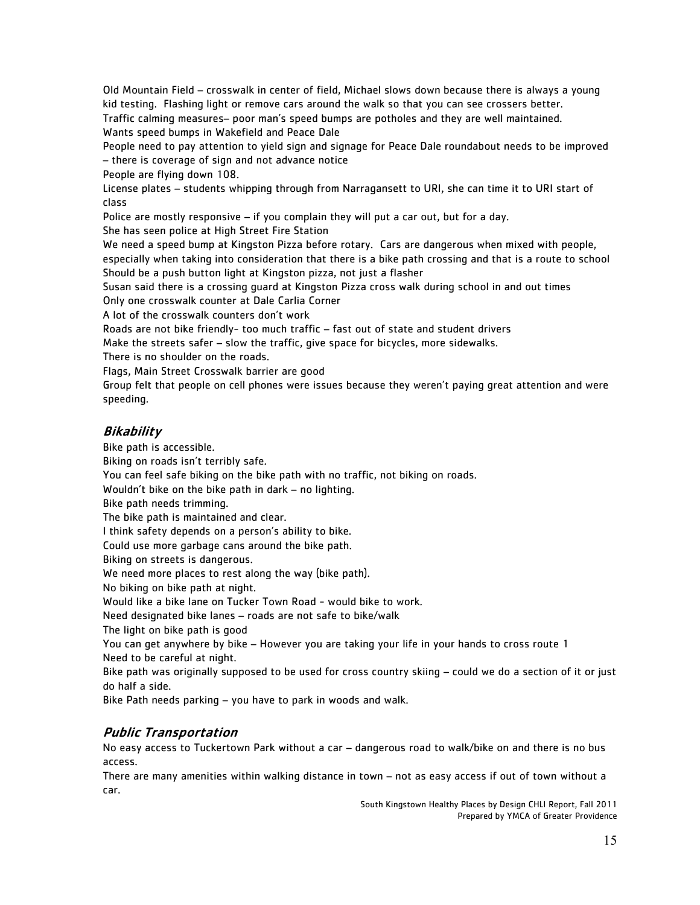Old Mountain Field – crosswalk in center of field, Michael slows down because there is always a young kid testing. Flashing light or remove cars around the walk so that you can see crossers better.

Traffic calming measures– poor man's speed bumps are potholes and they are well maintained.

Wants speed bumps in Wakefield and Peace Dale

People need to pay attention to yield sign and signage for Peace Dale roundabout needs to be improved – there is coverage of sign and not advance notice

People are flying down 108.

License plates – students whipping through from Narragansett to URI, she can time it to URI start of class

Police are mostly responsive – if you complain they will put a car out, but for a day.

She has seen police at High Street Fire Station

We need a speed bump at Kingston Pizza before rotary. Cars are dangerous when mixed with people, especially when taking into consideration that there is a bike path crossing and that is a route to school

Should be a push button light at Kingston pizza, not just a flasher

Susan said there is a crossing guard at Kingston Pizza cross walk during school in and out times

Only one crosswalk counter at Dale Carlia Corner

A lot of the crosswalk counters don't work

Roads are not bike friendly- too much traffic – fast out of state and student drivers

Make the streets safer – slow the traffic, give space for bicycles, more sidewalks.

There is no shoulder on the roads.

Flags, Main Street Crosswalk barrier are good

Group felt that people on cell phones were issues because they weren't paying great attention and were speeding.

## *Bikability*

Bike path is accessible.

Biking on roads isn't terribly safe.

You can feel safe biking on the bike path with no traffic, not biking on roads.

Wouldn't bike on the bike path in dark – no lighting.

Bike path needs trimming.

The bike path is maintained and clear.

I think safety depends on a person's ability to bike.

Could use more garbage cans around the bike path.

Biking on streets is dangerous.

We need more places to rest along the way (bike path).

No biking on bike path at night.

Would like a bike lane on Tucker Town Road - would bike to work.

Need designated bike lanes – roads are not safe to bike/walk

The light on bike path is good

You can get anywhere by bike – However you are taking your life in your hands to cross route 1

Need to be careful at night.

Bike path was originally supposed to be used for cross country skiing – could we do a section of it or just do half a side.

Bike Path needs parking – you have to park in woods and walk.

## *Public Transportation*

No easy access to Tuckertown Park without a car – dangerous road to walk/bike on and there is no bus access.

There are many amenities within walking distance in town – not as easy access if out of town without a car.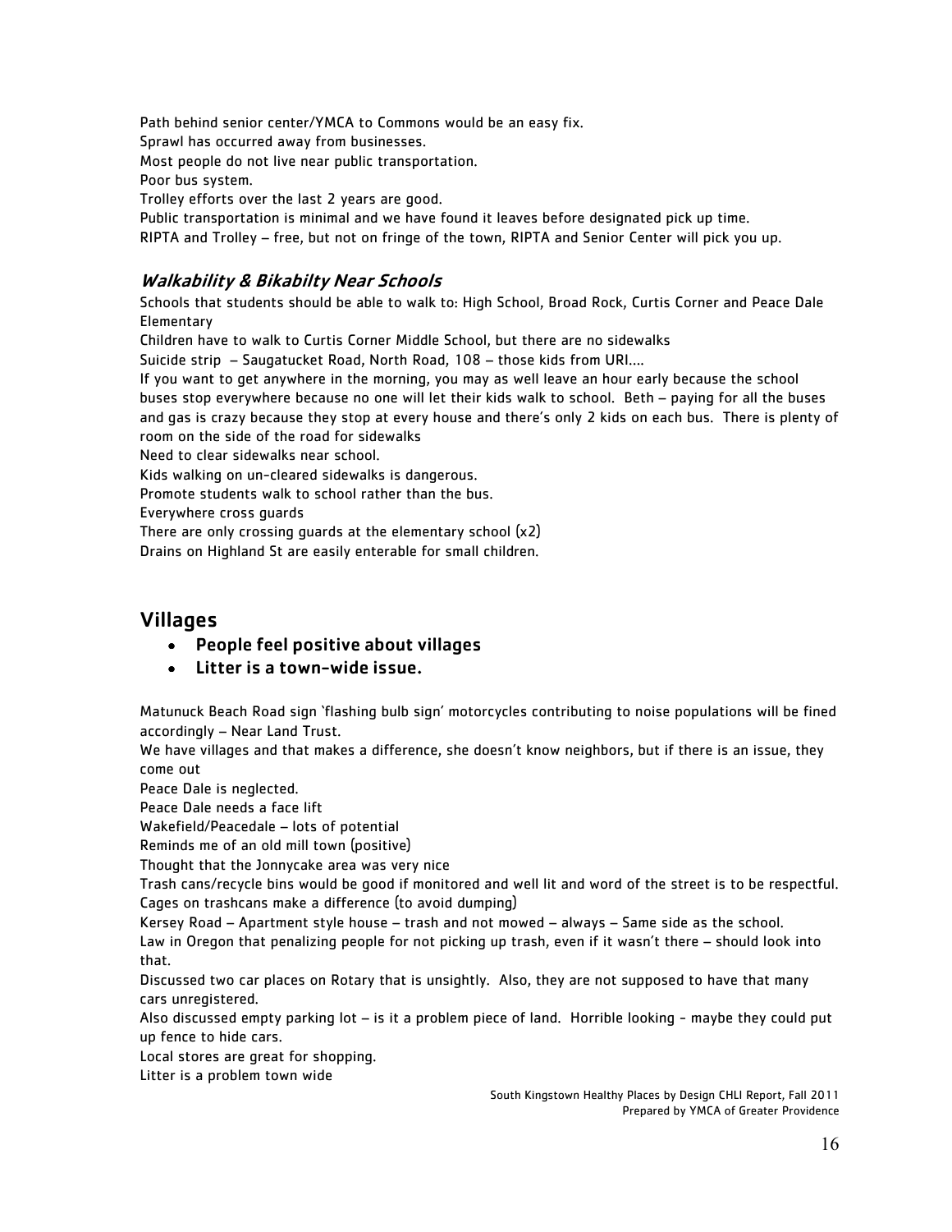Path behind senior center/YMCA to Commons would be an easy fix.

Sprawl has occurred away from businesses.

Most people do not live near public transportation.

Poor bus system.

Trolley efforts over the last 2 years are good.

Public transportation is minimal and we have found it leaves before designated pick up time.

RIPTA and Trolley – free, but not on fringe of the town, RIPTA and Senior Center will pick you up.

### *Walkability & Bikabilty Near Schools*

Schools that students should be able to walk to: High School, Broad Rock, Curtis Corner and Peace Dale Elementary

Children have to walk to Curtis Corner Middle School, but there are no sidewalks

Suicide strip – Saugatucket Road, North Road, 108 – those kids from URI….

If you want to get anywhere in the morning, you may as well leave an hour early because the school buses stop everywhere because no one will let their kids walk to school. Beth – paying for all the buses and gas is crazy because they stop at every house and there's only 2 kids on each bus. There is plenty of room on the side of the road for sidewalks

Need to clear sidewalks near school.

Kids walking on un-cleared sidewalks is dangerous.

Promote students walk to school rather than the bus.

Everywhere cross guards

There are only crossing guards at the elementary school (x2)

Drains on Highland St are easily enterable for small children.

## Villages

- **People feel positive about villages**
- **Litter is a town-wide issue.**

Matunuck Beach Road sign 'flashing bulb sign' motorcycles contributing to noise populations will be fined accordingly – Near Land Trust.

We have villages and that makes a difference, she doesn't know neighbors, but if there is an issue, they come out

Peace Dale is neglected.

Peace Dale needs a face lift

Wakefield/Peacedale – lots of potential

Reminds me of an old mill town (positive)

Thought that the Jonnycake area was very nice

Trash cans/recycle bins would be good if monitored and well lit and word of the street is to be respectful.

Cages on trashcans make a difference (to avoid dumping)

Kersey Road – Apartment style house – trash and not mowed – always – Same side as the school.

Law in Oregon that penalizing people for not picking up trash, even if it wasn't there – should look into that.

Discussed two car places on Rotary that is unsightly. Also, they are not supposed to have that many cars unregistered.

Also discussed empty parking lot – is it a problem piece of land. Horrible looking - maybe they could put up fence to hide cars.

Local stores are great for shopping.

Litter is a problem town wide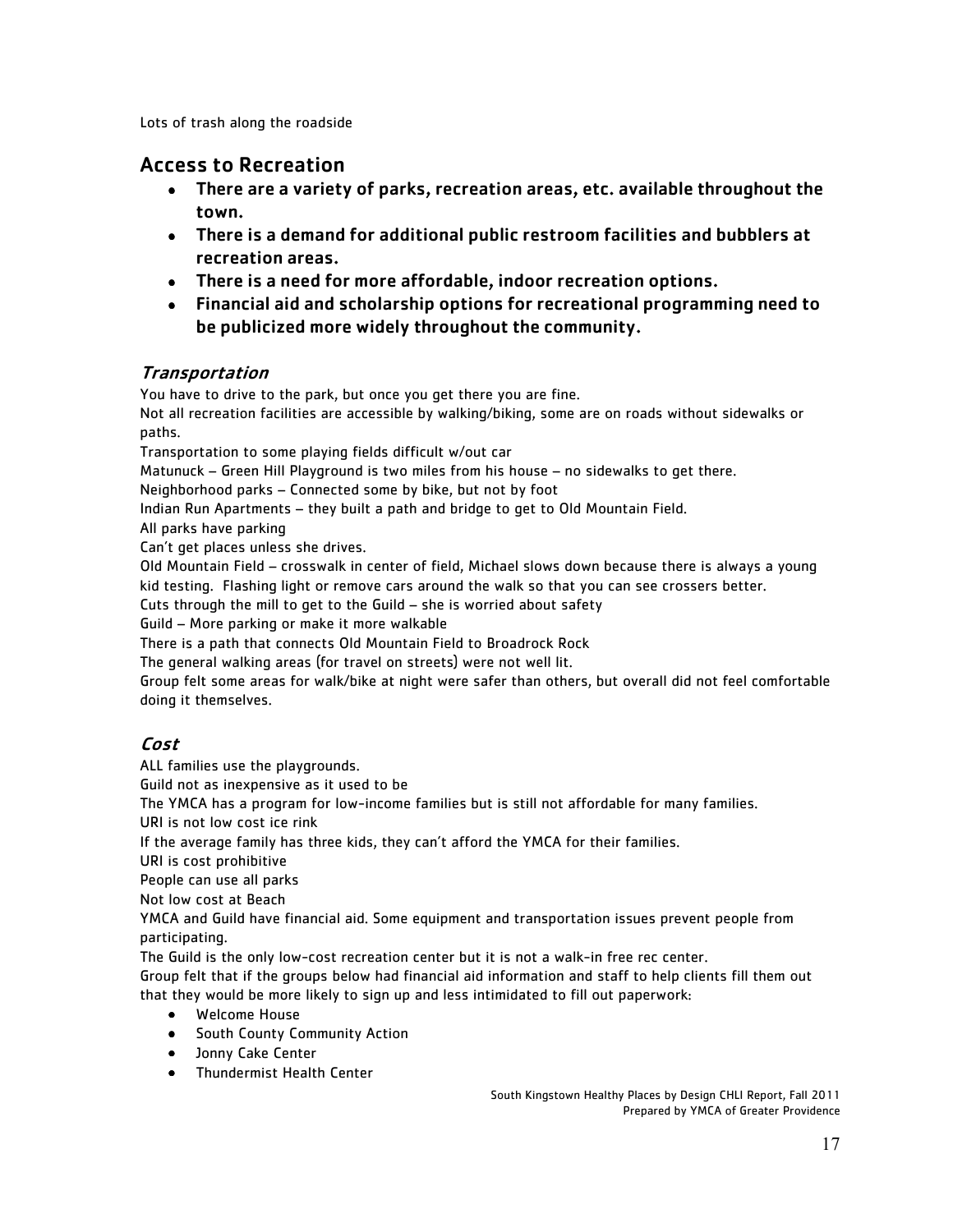Lots of trash along the roadside

## Access to Recreation

- **There are a variety of parks, recreation areas, etc. available throughout the town.**
- **There is a demand for additional public restroom facilities and bubblers at recreation areas.**
- **There is a need for more affordable, indoor recreation options.**
- **Financial aid and scholarship options for recreational programming need to be publicized more widely throughout the community.**

### *Transportation*

You have to drive to the park, but once you get there you are fine.
Not all recreation facilities are accessible by walking/biking, some are on roads without sidewalks or paths.
Transportation to some playing fields difficult w/out car
Matunuck – Green Hill Playground is two miles from his house – no sidewalks to get there.
Neighborhood parks – Connected some by bike, but not by foot
Indian Run Apartments – they built a path and bridge to get to Old Mountain Field.
All parks have parking
Can't get places unless she drives.
Old Mountain Field – crosswalk in center of field, Michael slows down because there is always a young kid testing. Flashing light or remove cars around the walk so that you can see crossers better.
Cuts through the mill to get to the Guild – she is worried about safety
Guild – More parking or make it more walkable
There is a path that connects Old Mountain Field to Broadrock Rock
The general walking areas (for travel on streets) were not well lit.
Group felt some areas for walk/bike at night were safer than others, but overall did not feel comfortable doing it themselves.

### *Cost*

ALL families use the playgrounds.
Guild not as inexpensive as it used to be
The YMCA has a program for low-income families but is still not affordable for many families.
URI is not low cost ice rink
If the average family has three kids, they can't afford the YMCA for their families.
URI is cost prohibitive
People can use all parks
Not low cost at Beach
YMCA and Guild have financial aid. Some equipment and transportation issues prevent people from participating.
The Guild is the only low-cost recreation center but it is not a walk-in free rec center.
Group felt that if the groups below had financial aid information and staff to help clients fill them out that they would be more likely to sign up and less intimidated to fill out paperwork:

- Welcome House
- South County Community Action
- Jonny Cake Center
- Thundermist Health Center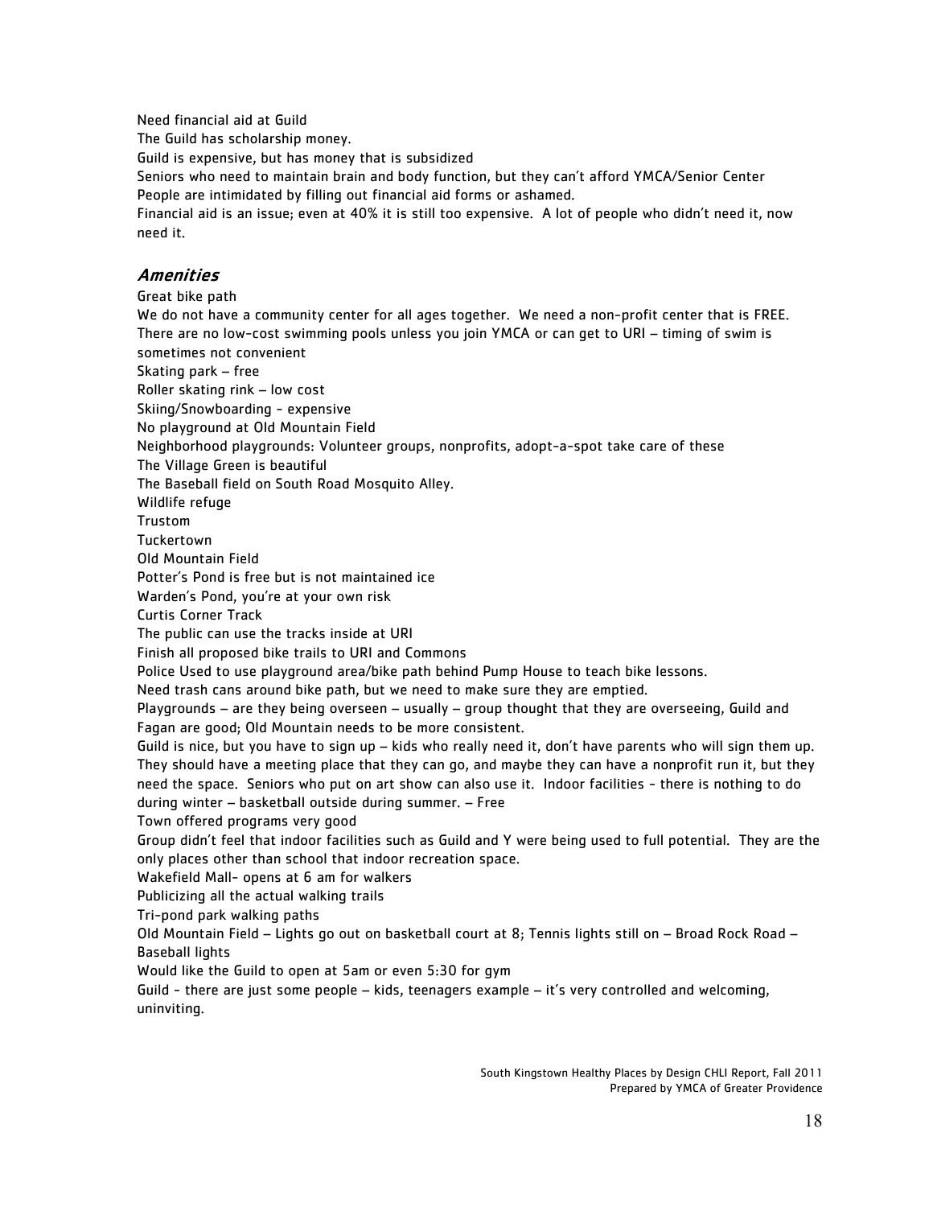Need financial aid at Guild

The Guild has scholarship money.

Guild is expensive, but has money that is subsidized

Seniors who need to maintain brain and body function, but they can't afford YMCA/Senior Center

People are intimidated by filling out financial aid forms or ashamed.

Financial aid is an issue; even at 40% it is still too expensive. A lot of people who didn't need it, now need it.

### *Amenities*

Great bike path

We do not have a community center for all ages together. We need a non-profit center that is FREE.

There are no low-cost swimming pools unless you join YMCA or can get to URI – timing of swim is sometimes not convenient

Skating park – free

Roller skating rink – low cost

Skiing/Snowboarding - expensive

No playground at Old Mountain Field

Neighborhood playgrounds: Volunteer groups, nonprofits, adopt-a-spot take care of these

The Village Green is beautiful

The Baseball field on South Road Mosquito Alley.

Wildlife refuge

Trustom

Tuckertown

Old Mountain Field

Potter's Pond is free but is not maintained ice

Warden's Pond, you're at your own risk

Curtis Corner Track

The public can use the tracks inside at URI

Finish all proposed bike trails to URI and Commons

Police Used to use playground area/bike path behind Pump House to teach bike lessons.

Need trash cans around bike path, but we need to make sure they are emptied.

Playgrounds – are they being overseen – usually – group thought that they are overseeing, Guild and Fagan are good; Old Mountain needs to be more consistent.

Guild is nice, but you have to sign up – kids who really need it, don't have parents who will sign them up. They should have a meeting place that they can go, and maybe they can have a nonprofit run it, but they need the space. Seniors who put on art show can also use it. Indoor facilities - there is nothing to do during winter – basketball outside during summer. – Free

Town offered programs very good

Group didn't feel that indoor facilities such as Guild and Y were being used to full potential. They are the only places other than school that indoor recreation space.

Wakefield Mall- opens at 6 am for walkers

Publicizing all the actual walking trails

Tri-pond park walking paths

Old Mountain Field – Lights go out on basketball court at 8; Tennis lights still on – Broad Rock Road – Baseball lights

Would like the Guild to open at 5am or even 5:30 for gym

Guild - there are just some people – kids, teenagers example – it's very controlled and welcoming, uninviting.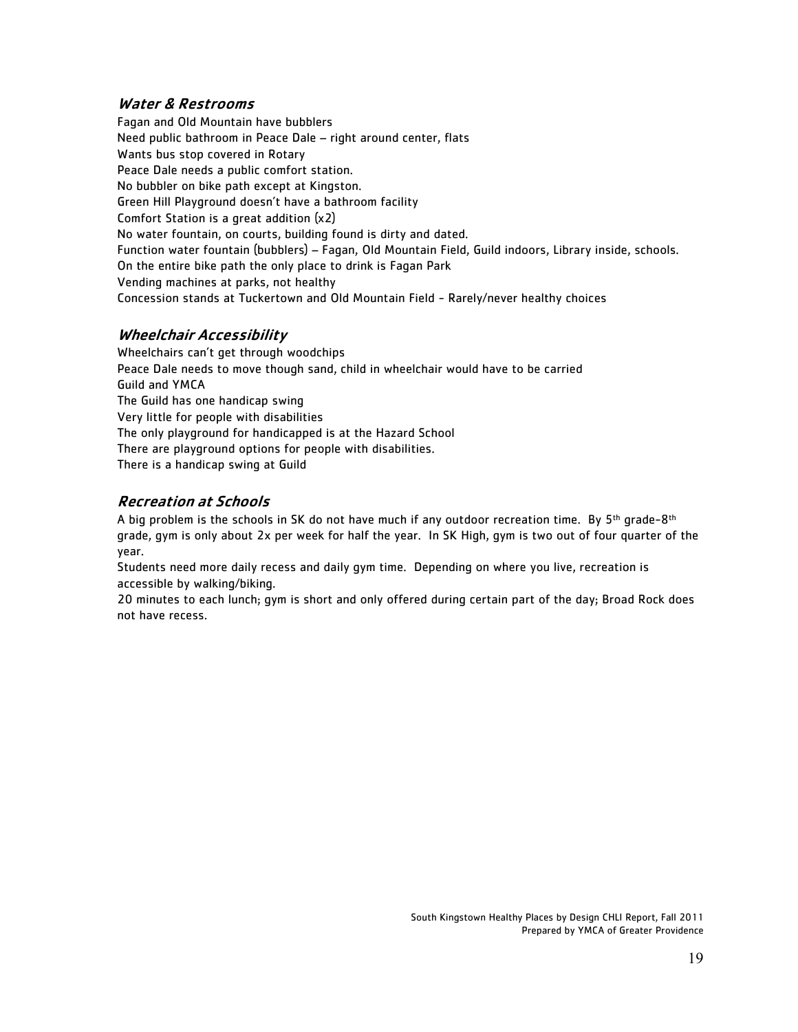### *Water & Restrooms*

Fagan and Old Mountain have bubblers
Need public bathroom in Peace Dale – right around center, flats
Wants bus stop covered in Rotary
Peace Dale needs a public comfort station.
No bubbler on bike path except at Kingston.
Green Hill Playground doesn't have a bathroom facility
Comfort Station is a great addition (x2)
No water fountain, on courts, building found is dirty and dated.
Function water fountain (bubblers) – Fagan, Old Mountain Field, Guild indoors, Library inside, schools.
On the entire bike path the only place to drink is Fagan Park
Vending machines at parks, not healthy
Concession stands at Tuckertown and Old Mountain Field - Rarely/never healthy choices

### *Wheelchair Accessibility*

Wheelchairs can't get through woodchips
Peace Dale needs to move though sand, child in wheelchair would have to be carried
Guild and YMCA
The Guild has one handicap swing
Very little for people with disabilities
The only playground for handicapped is at the Hazard School
There are playground options for people with disabilities.
There is a handicap swing at Guild

### *Recreation at Schools*

A big problem is the schools in SK do not have much if any outdoor recreation time. By 5th grade-8th grade, gym is only about 2x per week for half the year. In SK High, gym is two out of four quarter of the year.

Students need more daily recess and daily gym time. Depending on where you live, recreation is accessible by walking/biking.

20 minutes to each lunch; gym is short and only offered during certain part of the day; Broad Rock does not have recess.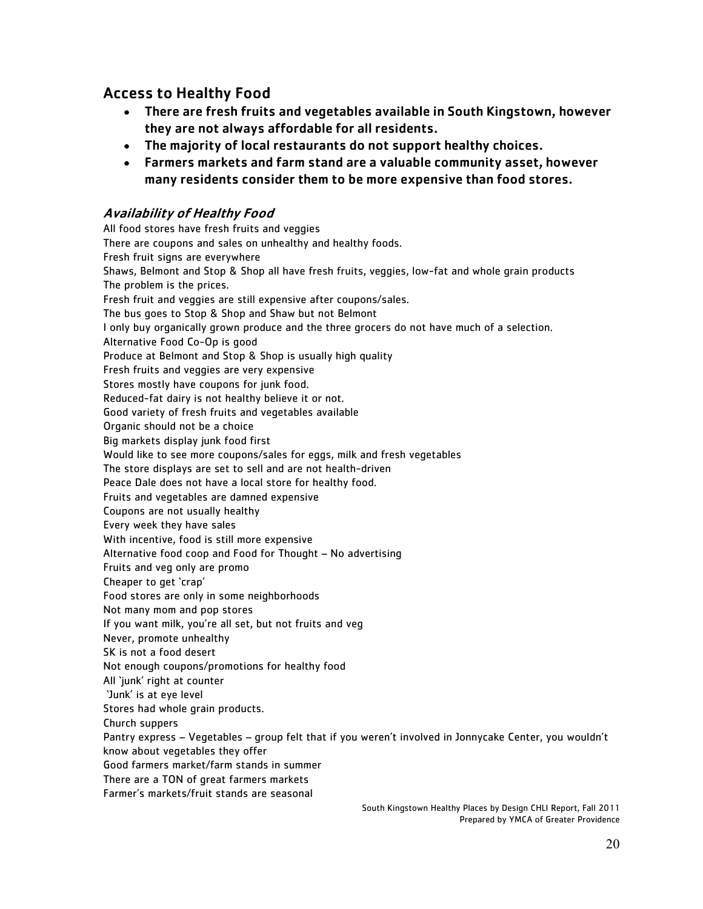## Access to Healthy Food

- **There are fresh fruits and vegetables available in South Kingstown, however they are not always affordable for all residents.**
- **The majority of local restaurants do not support healthy choices.**
- **Farmers markets and farm stand are a valuable community asset, however many residents consider them to be more expensive than food stores.**

### *Availability of Healthy Food*

All food stores have fresh fruits and veggies
There are coupons and sales on unhealthy and healthy foods.
Fresh fruit signs are everywhere
Shaws, Belmont and Stop & Shop all have fresh fruits, veggies, low-fat and whole grain products
The problem is the prices.
Fresh fruit and veggies are still expensive after coupons/sales.
The bus goes to Stop & Shop and Shaw but not Belmont
I only buy organically grown produce and the three grocers do not have much of a selection.
Alternative Food Co-Op is good
Produce at Belmont and Stop & Shop is usually high quality
Fresh fruits and veggies are very expensive
Stores mostly have coupons for junk food.
Reduced-fat dairy is not healthy believe it or not.
Good variety of fresh fruits and vegetables available
Organic should not be a choice
Big markets display junk food first
Would like to see more coupons/sales for eggs, milk and fresh vegetables
The store displays are set to sell and are not health-driven
Peace Dale does not have a local store for healthy food.
Fruits and vegetables are damned expensive
Coupons are not usually healthy
Every week they have sales
With incentive, food is still more expensive
Alternative food coop and Food for Thought – No advertising
Fruits and veg only are promo
Cheaper to get 'crap'
Food stores are only in some neighborhoods
Not many mom and pop stores
If you want milk, you're all set, but not fruits and veg
Never, promote unhealthy
SK is not a food desert
Not enough coupons/promotions for healthy food
All 'junk' right at counter
'Junk' is at eye level
Stores had whole grain products.
Church suppers
Pantry express – Vegetables – group felt that if you weren't involved in Jonnycake Center, you wouldn't know about vegetables they offer
Good farmers market/farm stands in summer
There are a TON of great farmers markets
Farmer's markets/fruit stands are seasonal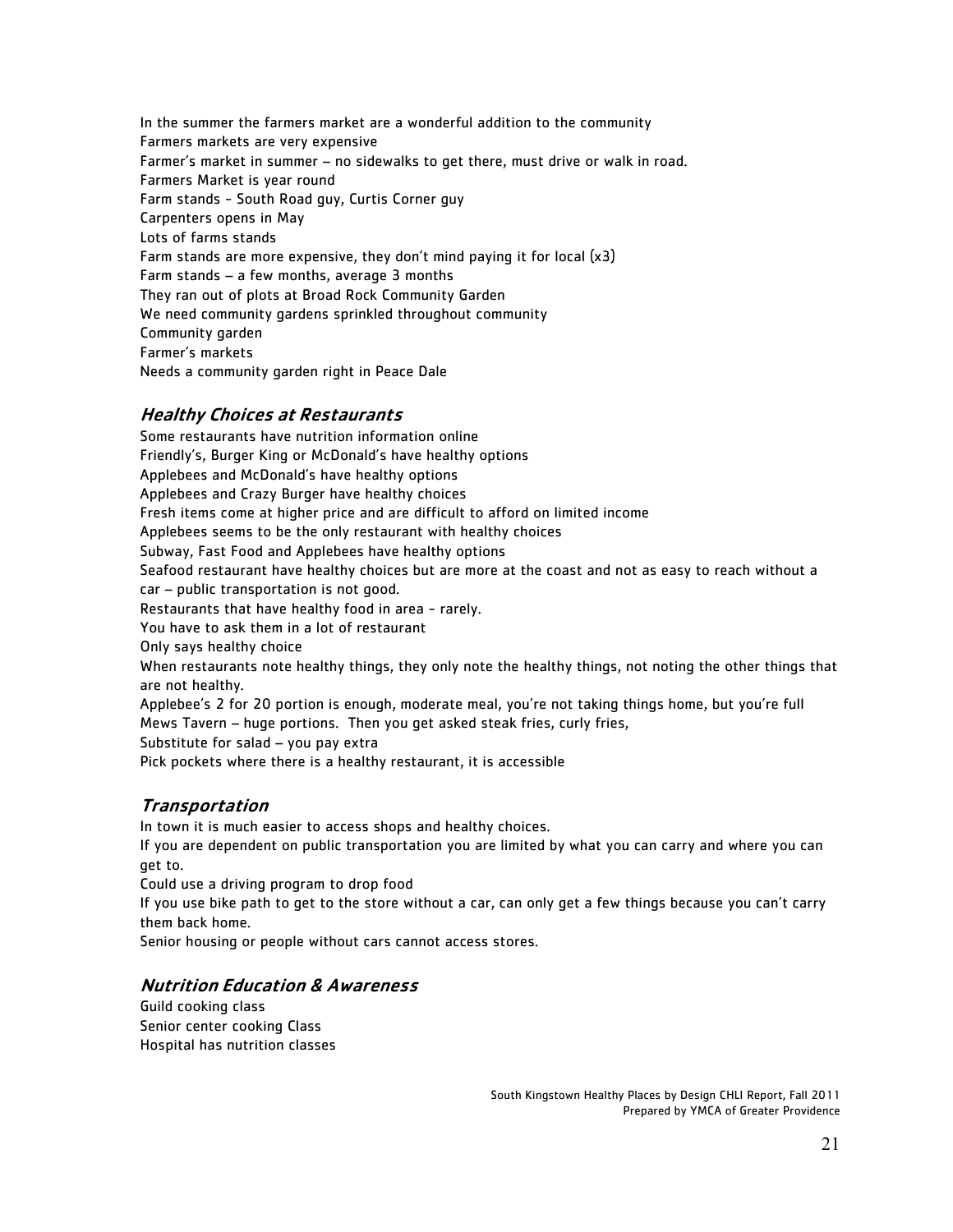In the summer the farmers market are a wonderful addition to the community
Farmers markets are very expensive
Farmer's market in summer – no sidewalks to get there, must drive or walk in road.
Farmers Market is year round
Farm stands - South Road guy, Curtis Corner guy
Carpenters opens in May
Lots of farms stands
Farm stands are more expensive, they don't mind paying it for local (x3)
Farm stands – a few months, average 3 months
They ran out of plots at Broad Rock Community Garden
We need community gardens sprinkled throughout community
Community garden
Farmer's markets
Needs a community garden right in Peace Dale

### *Healthy Choices at Restaurants*

Some restaurants have nutrition information online
Friendly's, Burger King or McDonald's have healthy options
Applebees and McDonald's have healthy options
Applebees and Crazy Burger have healthy choices
Fresh items come at higher price and are difficult to afford on limited income
Applebees seems to be the only restaurant with healthy choices
Subway, Fast Food and Applebees have healthy options
Seafood restaurant have healthy choices but are more at the coast and not as easy to reach without a car – public transportation is not good.
Restaurants that have healthy food in area - rarely.
You have to ask them in a lot of restaurant
Only says healthy choice
When restaurants note healthy things, they only note the healthy things, not noting the other things that are not healthy.
Applebee's 2 for 20 portion is enough, moderate meal, you're not taking things home, but you're full
Mews Tavern – huge portions. Then you get asked steak fries, curly fries,
Substitute for salad – you pay extra
Pick pockets where there is a healthy restaurant, it is accessible

### *Transportation*

In town it is much easier to access shops and healthy choices.
If you are dependent on public transportation you are limited by what you can carry and where you can get to.
Could use a driving program to drop food
If you use bike path to get to the store without a car, can only get a few things because you can't carry them back home.
Senior housing or people without cars cannot access stores.

### *Nutrition Education & Awareness*

Guild cooking class
Senior center cooking Class
Hospital has nutrition classes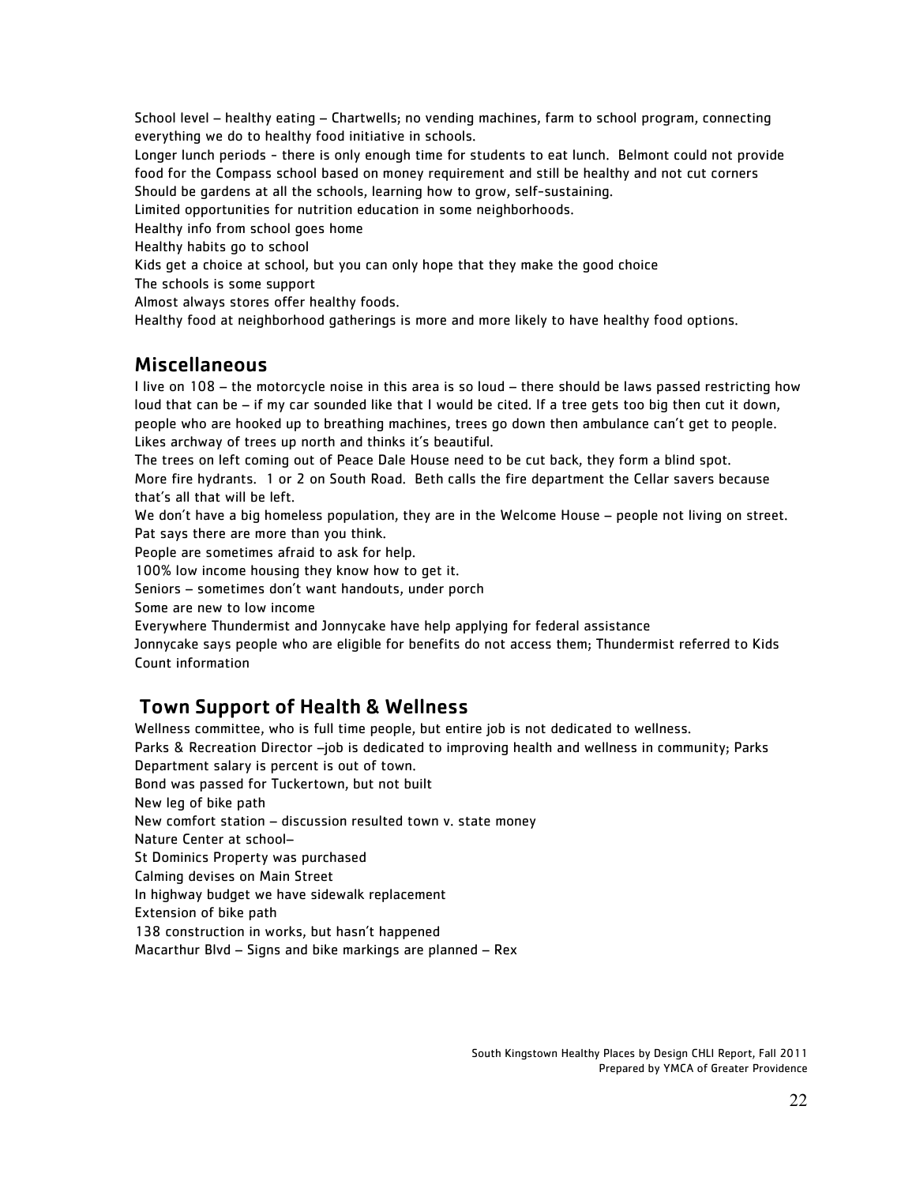School level – healthy eating – Chartwells; no vending machines, farm to school program, connecting everything we do to healthy food initiative in schools.

Longer lunch periods - there is only enough time for students to eat lunch. Belmont could not provide food for the Compass school based on money requirement and still be healthy and not cut corners

Should be gardens at all the schools, learning how to grow, self-sustaining.

Limited opportunities for nutrition education in some neighborhoods.

Healthy info from school goes home

Healthy habits go to school

Kids get a choice at school, but you can only hope that they make the good choice

The schools is some support

Almost always stores offer healthy foods.

Healthy food at neighborhood gatherings is more and more likely to have healthy food options.

## Miscellaneous

I live on 108 – the motorcycle noise in this area is so loud – there should be laws passed restricting how loud that can be – if my car sounded like that I would be cited. If a tree gets too big then cut it down, people who are hooked up to breathing machines, trees go down then ambulance can't get to people.

Likes archway of trees up north and thinks it's beautiful.

The trees on left coming out of Peace Dale House need to be cut back, they form a blind spot.

More fire hydrants. 1 or 2 on South Road. Beth calls the fire department the Cellar savers because that's all that will be left.

We don't have a big homeless population, they are in the Welcome House – people not living on street. Pat says there are more than you think.

People are sometimes afraid to ask for help.

100% low income housing they know how to get it.

Seniors – sometimes don't want handouts, under porch

Some are new to low income

Everywhere Thundermist and Jonnycake have help applying for federal assistance

Jonnycake says people who are eligible for benefits do not access them; Thundermist referred to Kids Count information

## Town Support of Health & Wellness

Wellness committee, who is full time people, but entire job is not dedicated to wellness.

Parks & Recreation Director –job is dedicated to improving health and wellness in community; Parks Department salary is percent is out of town.

Bond was passed for Tuckertown, but not built

New leg of bike path

New comfort station – discussion resulted town v. state money

Nature Center at school–

St Dominics Property was purchased

Calming devises on Main Street

In highway budget we have sidewalk replacement

Extension of bike path

138 construction in works, but hasn't happened

Macarthur Blvd – Signs and bike markings are planned – Rex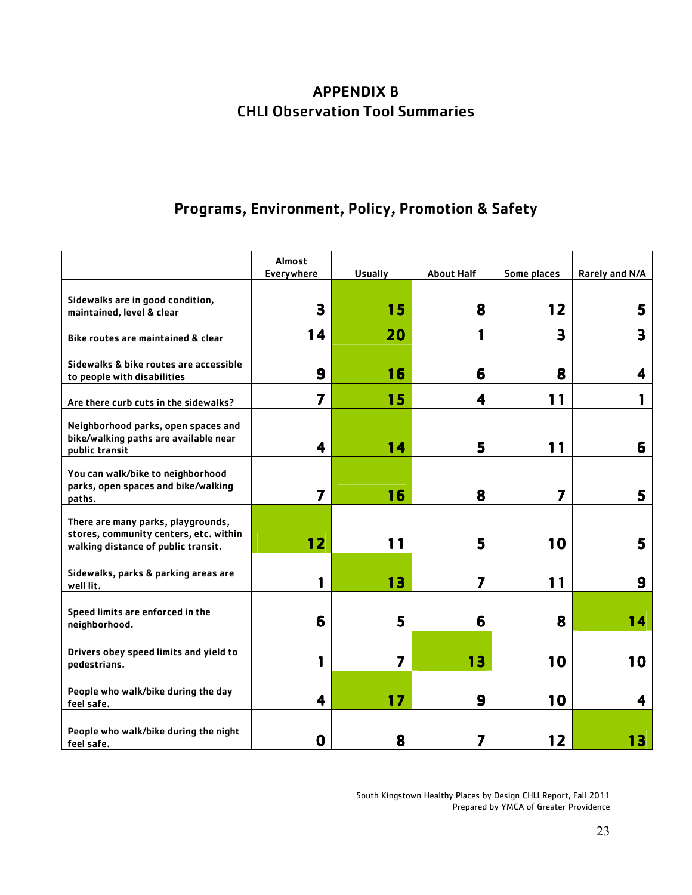# APPENDIX B
# CHLI Observation Tool Summaries

## Programs, Environment, Policy, Promotion & Safety

| | Almost Everywhere | Usually | About Half | Some places | Rarely and N/A |
|---|---|---|---|---|---|
| Sidewalks are in good condition, maintained, level & clear | 3 | 15 | 8 | 12 | 5 |
| Bike routes are maintained & clear | 14 | 20 | 1 | 3 | 3 |
| Sidewalks & bike routes are accessible to people with disabilities | 9 | 16 | 6 | 8 | 4 |
| Are there curb cuts in the sidewalks? | 7 | 15 | 4 | 11 | 1 |
| Neighborhood parks, open spaces and bike/walking paths are available near public transit | 4 | 14 | 5 | 11 | 6 |
| You can walk/bike to neighborhood parks, open spaces and bike/walking paths. | 7 | 16 | 8 | 7 | 5 |
| There are many parks, playgrounds, stores, community centers, etc. within walking distance of public transit. | 12 | 11 | 5 | 10 | 5 |
| Sidewalks, parks & parking areas are well lit. | 1 | 13 | 7 | 11 | 9 |
| Speed limits are enforced in the neighborhood. | 6 | 5 | 6 | 8 | 14 |
| Drivers obey speed limits and yield to pedestrians. | 1 | 7 | 13 | 10 | 10 |
| People who walk/bike during the day feel safe. | 4 | 17 | 9 | 10 | 4 |
| People who walk/bike during the night feel safe. | 0 | 8 | 7 | 12 | 13 |

South Kingstown Healthy Places by Design CHLI Report, Fall 2011
Prepared by YMCA of Greater Providence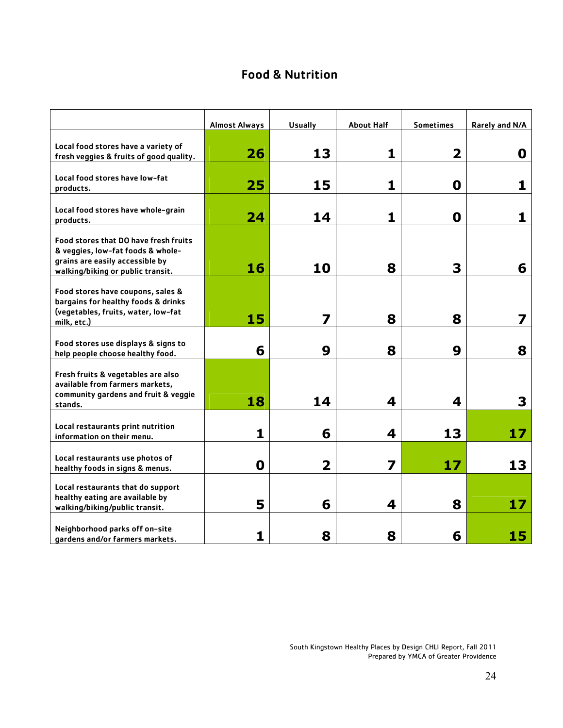## Food & Nutrition

| | Almost Always | Usually | About Half | Sometimes | Rarely and N/A |
|---|---|---|---|---|---|
| Local food stores have a variety of fresh veggies & fruits of good quality. | 26 | 13 | 1 | 2 | 0 |
| Local food stores have low-fat products. | 25 | 15 | 1 | 0 | 1 |
| Local food stores have whole-grain products. | 24 | 14 | 1 | 0 | 1 |
| Food stores that DO have fresh fruits & veggies, low-fat foods & whole-grains are easily accessible by walking/biking or public transit. | 16 | 10 | 8 | 3 | 6 |
| Food stores have coupons, sales & bargains for healthy foods & drinks (vegetables, fruits, water, low-fat milk, etc.) | 15 | 7 | 8 | 8 | 7 |
| Food stores use displays & signs to help people choose healthy food. | 6 | 9 | 8 | 9 | 8 |
| Fresh fruits & vegetables are also available from farmers markets, community gardens and fruit & veggie stands. | 18 | 14 | 4 | 4 | 3 |
| Local restaurants print nutrition information on their menu. | 1 | 6 | 4 | 13 | 17 |
| Local restaurants use photos of healthy foods in signs & menus. | 0 | 2 | 7 | 17 | 13 |
| Local restaurants that do support healthy eating are available by walking/biking/public transit. | 5 | 6 | 4 | 8 | 17 |
| Neighborhood parks off on-site gardens and/or farmers markets. | 1 | 8 | 8 | 6 | 15 |

South Kingstown Healthy Places by Design CHLI Report, Fall 2011
Prepared by YMCA of Greater Providence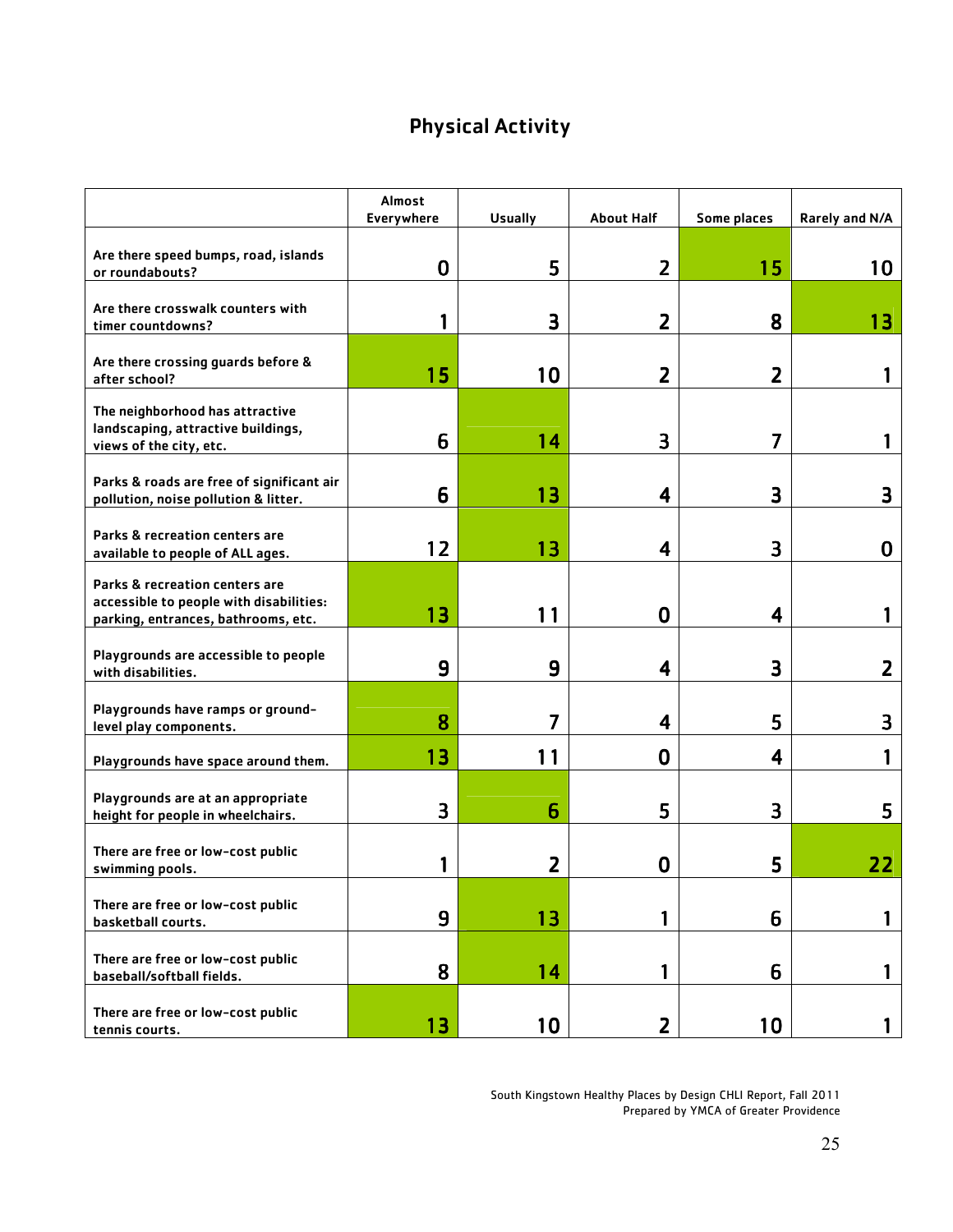# Physical Activity

| | Almost Everywhere | Usually | About Half | Some places | Rarely and N/A |
|---|---|---|---|---|---|
| Are there speed bumps, road, islands or roundabouts? | 0 | 5 | 2 | 15 | 10 |
| Are there crosswalk counters with timer countdowns? | 1 | 3 | 2 | 8 | 13 |
| Are there crossing guards before & after school? | 15 | 10 | 2 | 2 | 1 |
| The neighborhood has attractive landscaping, attractive buildings, views of the city, etc. | 6 | 14 | 3 | 7 | 1 |
| Parks & roads are free of significant air pollution, noise pollution & litter. | 6 | 13 | 4 | 3 | 3 |
| Parks & recreation centers are available to people of ALL ages. | 12 | 13 | 4 | 3 | 0 |
| Parks & recreation centers are accessible to people with disabilities: parking, entrances, bathrooms, etc. | 13 | 11 | 0 | 4 | 1 |
| Playgrounds are accessible to people with disabilities. | 9 | 9 | 4 | 3 | 2 |
| Playgrounds have ramps or ground-level play components. | 8 | 7 | 4 | 5 | 3 |
| Playgrounds have space around them. | 13 | 11 | 0 | 4 | 1 |
| Playgrounds are at an appropriate height for people in wheelchairs. | 3 | 6 | 5 | 3 | 5 |
| There are free or low-cost public swimming pools. | 1 | 2 | 0 | 5 | 22 |
| There are free or low-cost public basketball courts. | 9 | 13 | 1 | 6 | 1 |
| There are free or low-cost public baseball/softball fields. | 8 | 14 | 1 | 6 | 1 |
| There are free or low-cost public tennis courts. | 13 | 10 | 2 | 10 | 1 |

South Kingstown Healthy Places by Design CHLI Report, Fall 2011
Prepared by YMCA of Greater Providence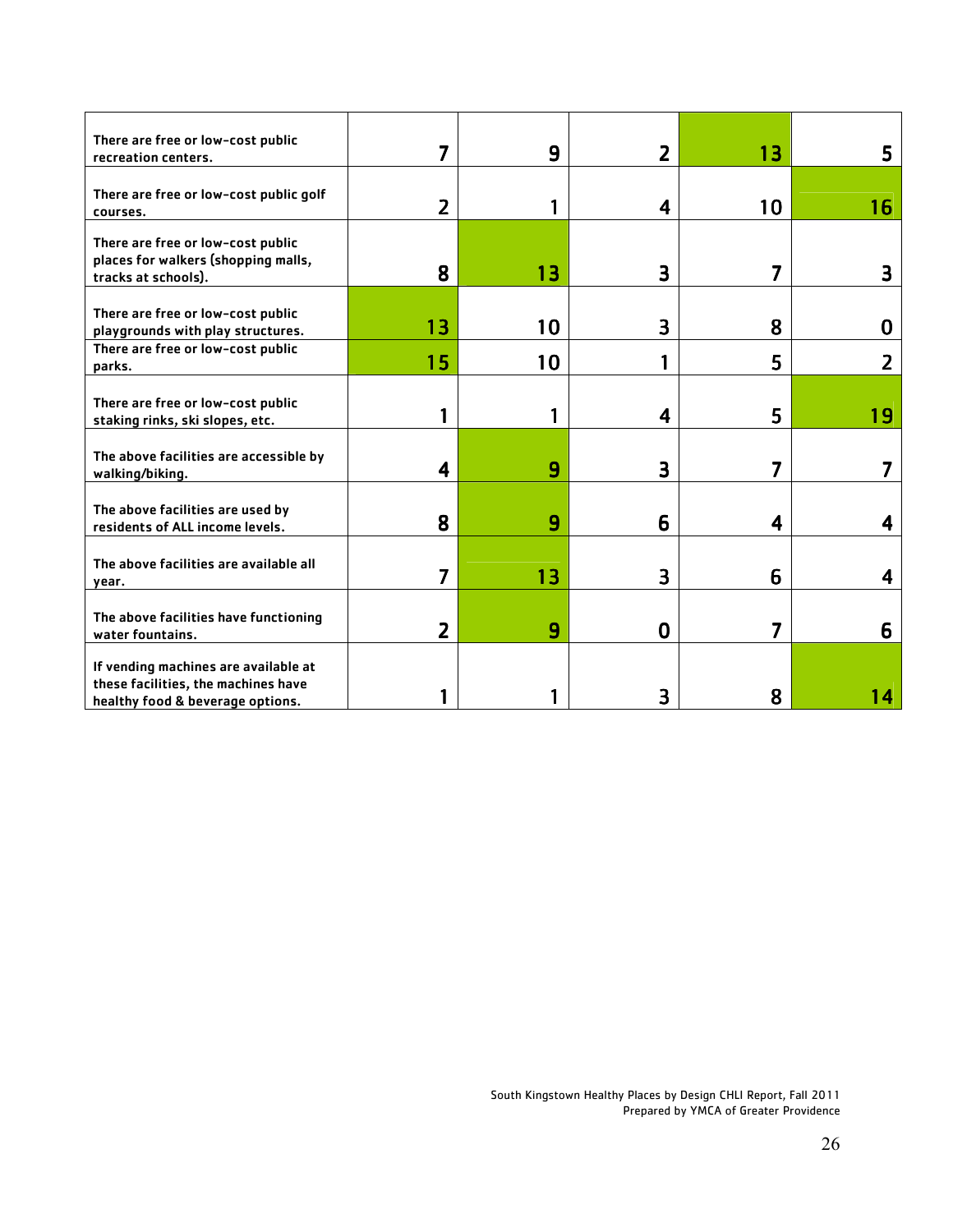| | | | | | |
|---|---|---|---|---|---|
| There are free or low-cost public recreation centers. | 7 | 9 | 2 | 13 | 5 |
| There are free or low-cost public golf courses. | 2 | 1 | 4 | 10 | 16 |
| There are free or low-cost public places for walkers (shopping malls, tracks at schools). | 8 | 13 | 3 | 7 | 3 |
| There are free or low-cost public playgrounds with play structures. | 13 | 10 | 3 | 8 | 0 |
| There are free or low-cost public parks. | 15 | 10 | 1 | 5 | 2 |
| There are free or low-cost public staking rinks, ski slopes, etc. | 1 | 1 | 4 | 5 | 19 |
| The above facilities are accessible by walking/biking. | 4 | 9 | 3 | 7 | 7 |
| The above facilities are used by residents of ALL income levels. | 8 | 9 | 6 | 4 | 4 |
| The above facilities are available all year. | 7 | 13 | 3 | 6 | 4 |
| The above facilities have functioning water fountains. | 2 | 9 | 0 | 7 | 6 |
| If vending machines are available at these facilities, the machines have healthy food & beverage options. | 1 | 1 | 3 | 8 | 14 |

South Kingstown Healthy Places by Design CHLI Report, Fall 2011
Prepared by YMCA of Greater Providence